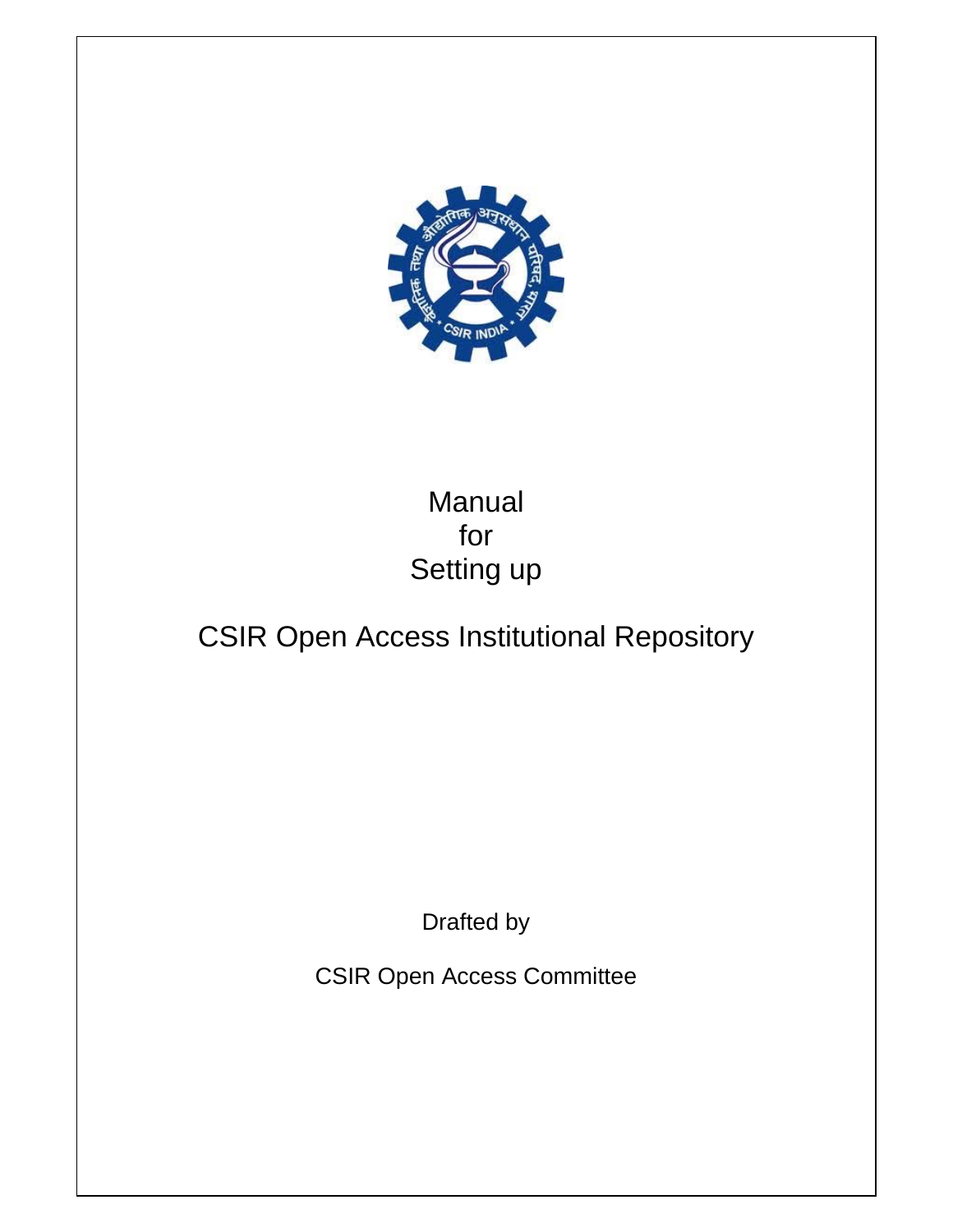# Manual
# for
# Setting up

# CSIR Open Access Institutional Repository

Drafted by

CSIR Open Access Committee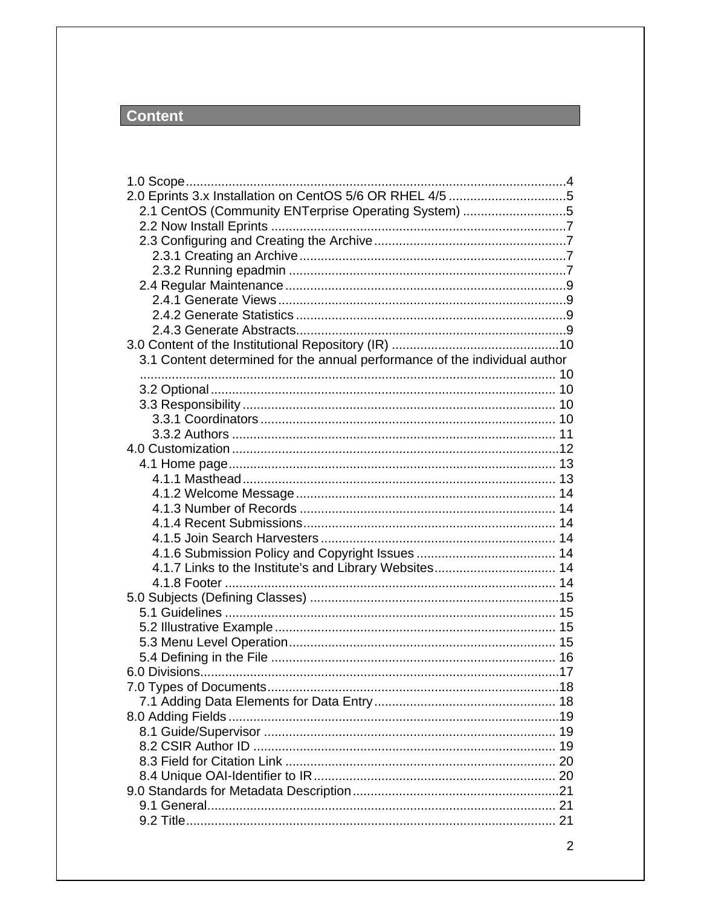# Content

1.0 Scope....................................................................................................4
2.0 Eprints 3.x Installation on CentOS 5/6 OR RHEL 4/5 .................................5
  2.1 CentOS (Community ENTerprise Operating System) ............................5
  2.2 Now Install Eprints ..................................................................................7
  2.3 Configuring and Creating the Archive......................................................7
    2.3.1 Creating an Archive..........................................................................7
    2.3.2 Running epadmin .............................................................................7
  2.4 Regular Maintenance...............................................................................9
    2.4.1 Generate Views.................................................................................9
    2.4.2 Generate Statistics ...........................................................................9
    2.4.3 Generate Abstracts...........................................................................9
3.0 Content of the Institutional Repository (IR) ...............................................10
  3.1 Content determined for the annual performance of the individual author .................................................................................................................... 10
  3.2 Optional.................................................................................................. 10
  3.3 Responsibility ........................................................................................ 10
    3.3.1 Coordinators .................................................................................. 10
    3.3.2 Authors .......................................................................................... 11
4.0 Customization...........................................................................................12
  4.1 Home page............................................................................................ 13
    4.1.1 Masthead........................................................................................ 13
    4.1.2 Welcome Message......................................................................... 14
    4.1.3 Number of Records ........................................................................ 14
    4.1.4 Recent Submissions....................................................................... 14
    4.1.5 Join Search Harvesters .................................................................. 14
    4.1.6 Submission Policy and Copyright Issues ....................................... 14
    4.1.7 Links to the Institute's and Library Websites.................................. 14
    4.1.8 Footer ............................................................................................ 14
5.0 Subjects (Defining Classes) ......................................................................15
  5.1 Guidelines ............................................................................................. 15
  5.2 Illustrative Example............................................................................... 15
  5.3 Menu Level Operation........................................................................... 15
  5.4 Defining in the File ................................................................................ 16
6.0 Divisions....................................................................................................17
7.0 Types of Documents.................................................................................18
  7.1 Adding Data Elements for Data Entry................................................... 18
8.0 Adding Fields............................................................................................19
  8.1 Guide/Supervisor .................................................................................. 19
  8.2 CSIR Author ID ..................................................................................... 19
  8.3 Field for Citation Link ............................................................................ 20
  8.4 Unique OAI-Identifier to IR.................................................................... 20
9.0 Standards for Metadata Description..........................................................21
  9.1 General.................................................................................................. 21
  9.2 Title........................................................................................................ 21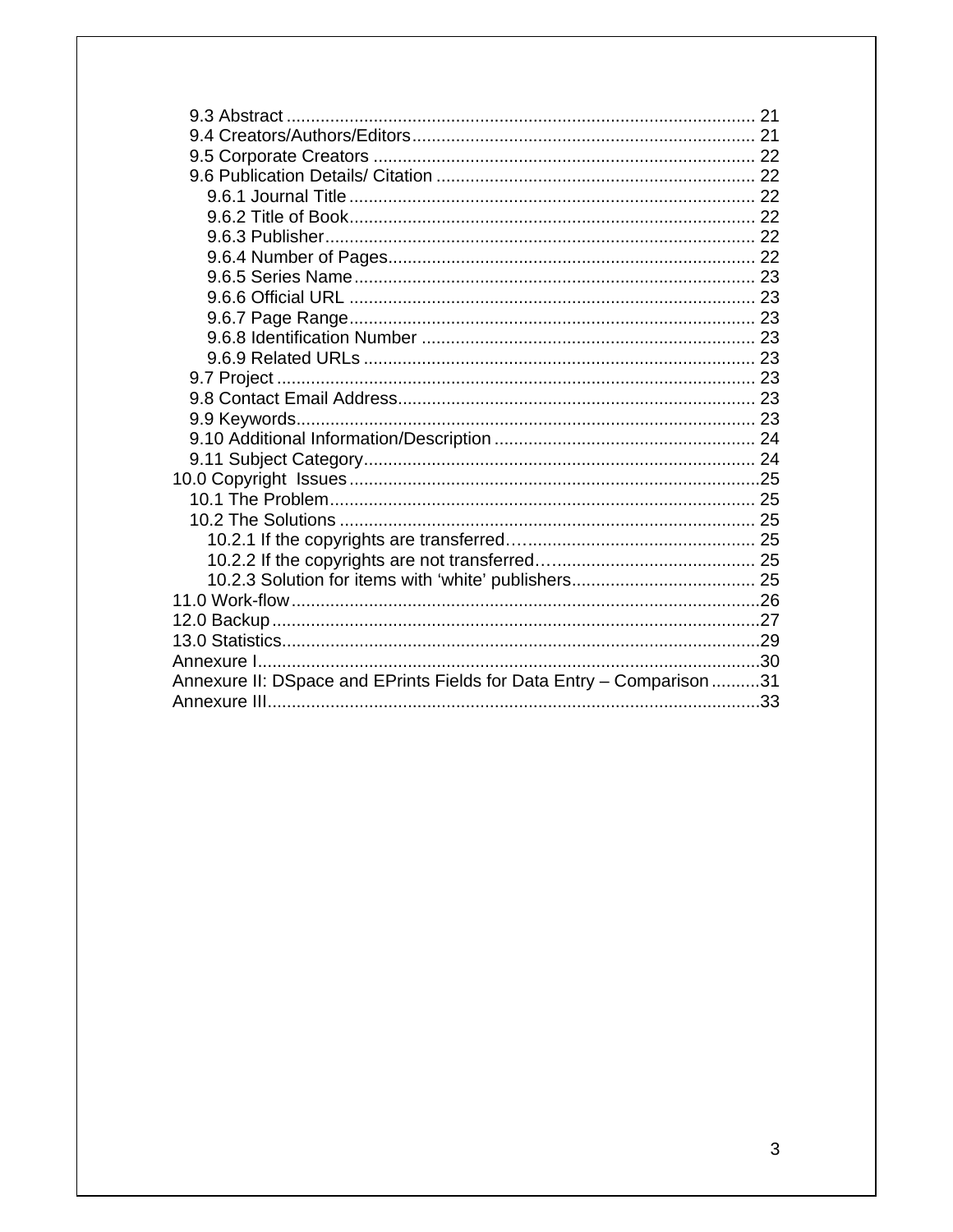9.3 Abstract ................................................................................................ 21
9.4 Creators/Authors/Editors...................................................................... 21
9.5 Corporate Creators .............................................................................. 22
9.6 Publication Details/ Citation ................................................................. 22
9.6.1 Journal Title ................................................................................... 22
9.6.2 Title of Book................................................................................... 22
9.6.3 Publisher........................................................................................ 22
9.6.4 Number of Pages........................................................................... 22
9.6.5 Series Name.................................................................................. 23
9.6.6 Official URL ................................................................................... 23
9.6.7 Page Range................................................................................... 23
9.6.8 Identification Number .................................................................... 23
9.6.9 Related URLs ................................................................................ 23
9.7 Project .................................................................................................. 23
9.8 Contact Email Address......................................................................... 23
9.9 Keywords.............................................................................................. 23
9.10 Additional Information/Description ..................................................... 24
9.11 Subject Category................................................................................ 24
10.0 Copyright Issues ....................................................................................25
10.1 The Problem........................................................................................ 25
10.2 The Solutions ...................................................................................... 25
10.2.1 If the copyrights are transferred…................................................ 25
10.2.2 If the copyrights are not transferred…......................................... 25
10.2.3 Solution for items with 'white' publishers...................................... 25
11.0 Work-flow.................................................................................................26
12.0 Backup.....................................................................................................27
13.0 Statistics...................................................................................................29
Annexure I......................................................................................................30
Annexure II: DSpace and EPrints Fields for Data Entry – Comparison ..........31
Annexure III.....................................................................................................33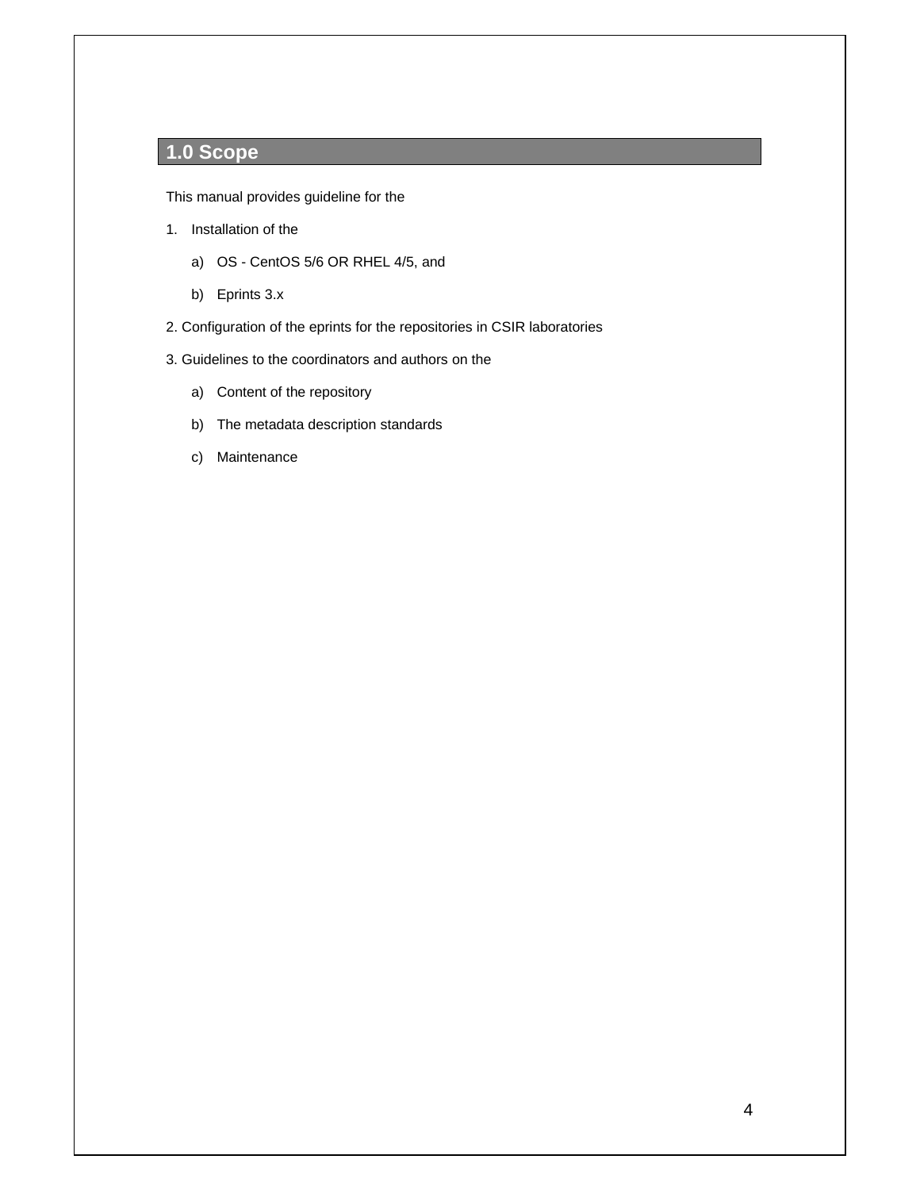## 1.0 Scope

This manual provides guideline for the

1. Installation of the
    a) OS - CentOS 5/6 OR RHEL 4/5, and
    b) Eprints 3.x
2. Configuration of the eprints for the repositories in CSIR laboratories
3. Guidelines to the coordinators and authors on the
    a) Content of the repository
    b) The metadata description standards
    c) Maintenance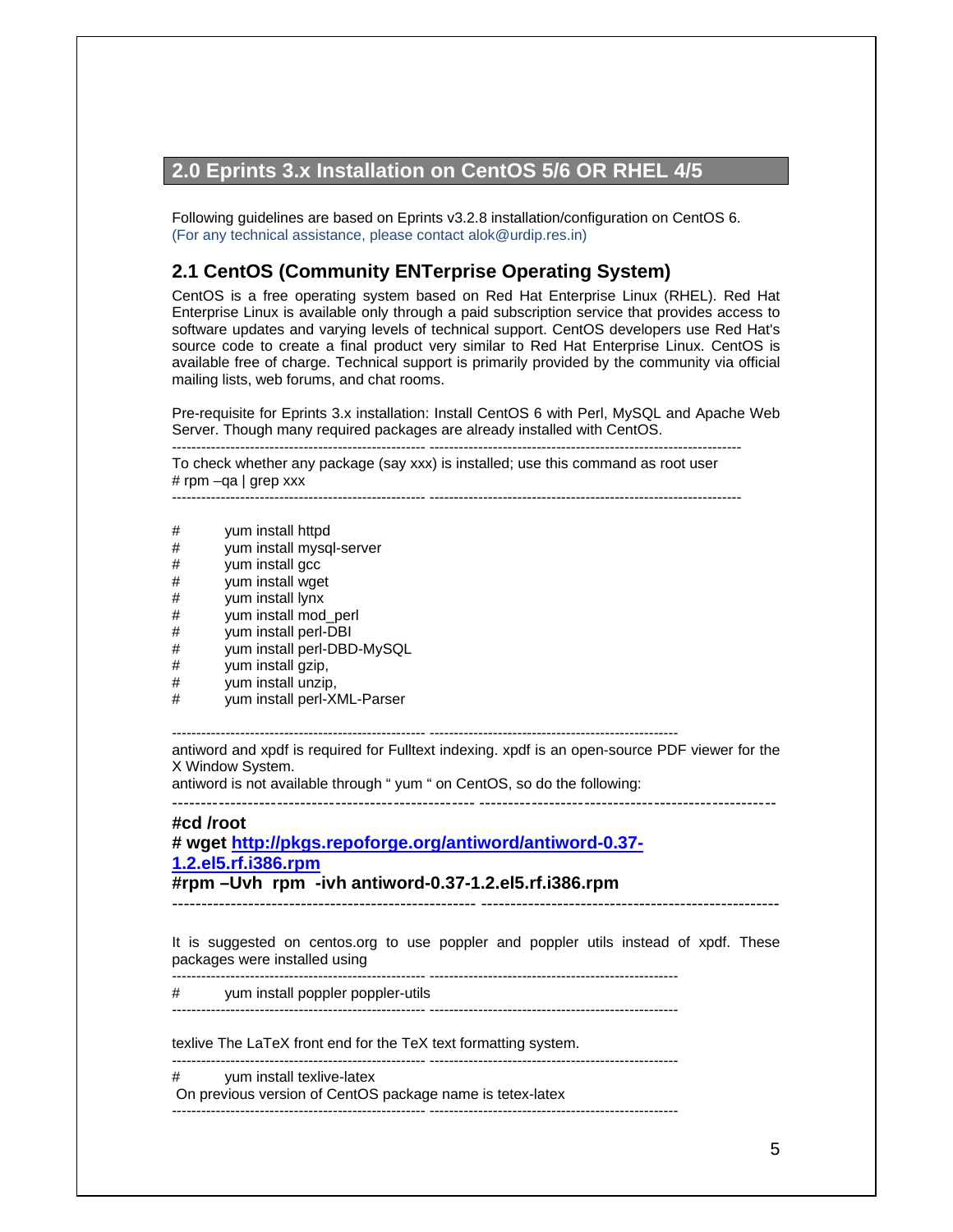## 2.0 Eprints 3.x Installation on CentOS 5/6 OR RHEL 4/5

Following guidelines are based on Eprints v3.2.8 installation/configuration on CentOS 6.
(For any technical assistance, please contact alok@urdip.res.in)

### 2.1 CentOS (Community ENTerprise Operating System)

CentOS is a free operating system based on Red Hat Enterprise Linux (RHEL). Red Hat Enterprise Linux is available only through a paid subscription service that provides access to software updates and varying levels of technical support. CentOS developers use Red Hat's source code to create a final product very similar to Red Hat Enterprise Linux. CentOS is available free of charge. Technical support is primarily provided by the community via official mailing lists, web forums, and chat rooms.

Pre-requisite for Eprints 3.x installation: Install CentOS 6 with Perl, MySQL and Apache Web Server. Though many required packages are already installed with CentOS.

---

To check whether any package (say xxx) is installed; use this command as root user

```
# rpm –qa | grep xxx
```

---

```
#     yum install httpd
#     yum install mysql-server
#     yum install gcc
#     yum install wget
#     yum install lynx
#     yum install mod_perl
#     yum install perl-DBI
#     yum install perl-DBD-MySQL
#     yum install gzip,
#     yum install unzip,
#     yum install perl-XML-Parser
```

---

antiword and xpdf is required for Fulltext indexing. xpdf is an open-source PDF viewer for the X Window System.
antiword is not available through " yum " on CentOS, so do the following:

---

```
#cd /root
# wget http://pkgs.repoforge.org/antiword/antiword-0.37-1.2.el5.rf.i386.rpm
#rpm –Uvh  rpm  -ivh antiword-0.37-1.2.el5.rf.i386.rpm
```

---

It is suggested on centos.org to use poppler and poppler utils instead of xpdf. These packages were installed using

---

```
#     yum install poppler poppler-utils
```

---

texlive The LaTeX front end for the TeX text formatting system.

---

```
#     yum install texlive-latex
```

On previous version of CentOS package name is tetex-latex

---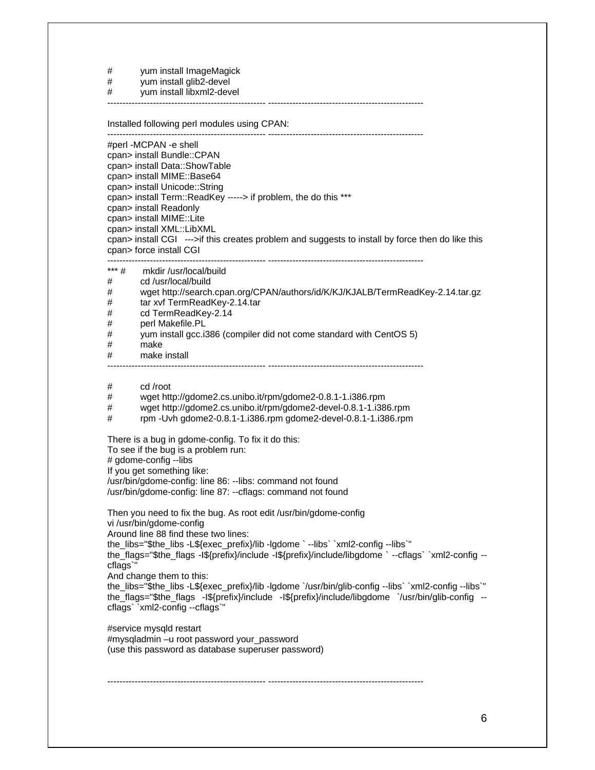```
#       yum install ImageMagick
#       yum install glib2-devel
#       yum install libxml2-devel
```

---

Installed following perl modules using CPAN:

---

```
#perl -MCPAN -e shell
cpan> install Bundle::CPAN
cpan> install Data::ShowTable
cpan> install MIME::Base64
cpan> install Unicode::String
cpan> install Term::ReadKey -----> if problem, the do this ***
cpan> install Readonly
cpan> install MIME::Lite
cpan> install XML::LibXML
cpan> install CGI   --->if this creates problem and suggests to install by force then do like this
cpan> force install CGI
```

---

```
*** #   mkdir /usr/local/build
#       cd /usr/local/build
#       wget http://search.cpan.org/CPAN/authors/id/K/KJ/KJALB/TermReadKey-2.14.tar.gz
#       tar xvf TermReadKey-2.14.tar
#       cd TermReadKey-2.14
#       perl Makefile.PL
#       yum install gcc.i386 (compiler did not come standard with CentOS 5)
#       make
#       make install
```

---

```
#       cd /root
#       wget http://gdome2.cs.unibo.it/rpm/gdome2-0.8.1-1.i386.rpm
#       wget http://gdome2.cs.unibo.it/rpm/gdome2-devel-0.8.1-1.i386.rpm
#       rpm -Uvh gdome2-0.8.1-1.i386.rpm gdome2-devel-0.8.1-1.i386.rpm
```

There is a bug in gdome-config. To fix it do this:
To see if the bug is a problem run:

```
# gdome-config --libs
```

If you get something like:

```
/usr/bin/gdome-config: line 86: --libs: command not found
/usr/bin/gdome-config: line 87: --cflags: command not found
```

Then you need to fix the bug. As root edit /usr/bin/gdome-config

```
vi /usr/bin/gdome-config
```

Around line 88 find these two lines:

```
the_libs="$the_libs -L${exec_prefix}/lib -lgdome ` --libs` `xml2-config --libs`"
the_flags="$the_flags -I${prefix}/include -I${prefix}/include/libgdome ` --cflags` `xml2-config --cflags`"
```

And change them to this:

```
the_libs="$the_libs -L${exec_prefix}/lib -lgdome `/usr/bin/glib-config --libs` `xml2-config --libs`"
the_flags="$the_flags -I${prefix}/include -I${prefix}/include/libgdome `/usr/bin/glib-config --cflags` `xml2-config --cflags`"
```

```
#service mysqld restart
#mysqladmin –u root password your_password
```

(use this password as database superuser password)

---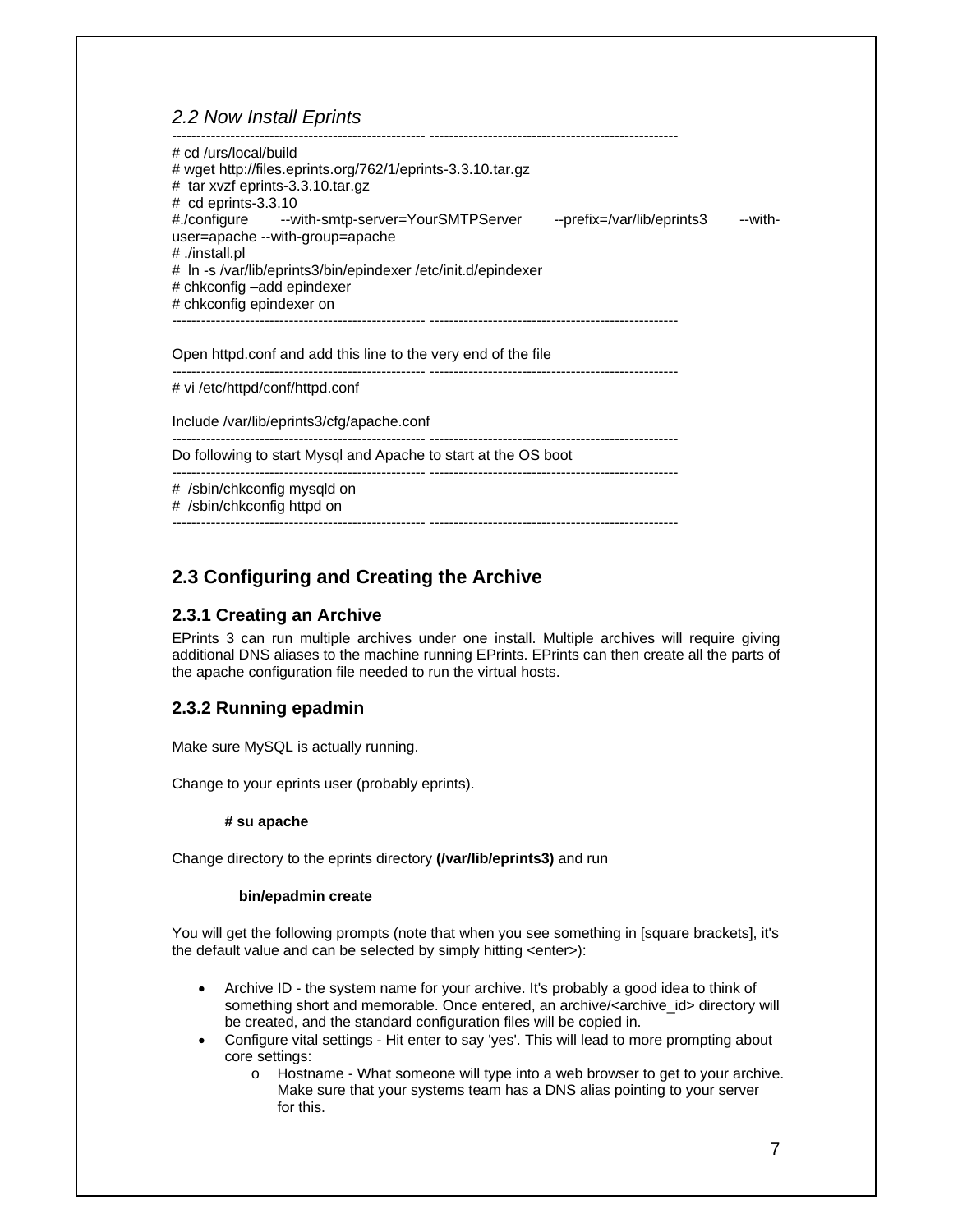*2.2 Now Install Eprints*

```
# cd /urs/local/build
# wget http://files.eprints.org/762/1/eprints-3.3.10.tar.gz
# tar xvzf eprints-3.3.10.tar.gz
# cd eprints-3.3.10
#./configure --with-smtp-server=YourSMTPServer --prefix=/var/lib/eprints3 --with-user=apache --with-group=apache
# ./install.pl
# ln -s /var/lib/eprints3/bin/epindexer /etc/init.d/epindexer
# chkconfig –add epindexer
# chkconfig epindexer on
```

Open httpd.conf and add this line to the very end of the file

```
# vi /etc/httpd/conf/httpd.conf

Include /var/lib/eprints3/cfg/apache.conf
```

Do following to start Mysql and Apache to start at the OS boot

```
# /sbin/chkconfig mysqld on
# /sbin/chkconfig httpd on
```

## 2.3 Configuring and Creating the Archive

### 2.3.1 Creating an Archive

EPrints 3 can run multiple archives under one install. Multiple archives will require giving additional DNS aliases to the machine running EPrints. EPrints can then create all the parts of the apache configuration file needed to run the virtual hosts.

### 2.3.2 Running epadmin

Make sure MySQL is actually running.

Change to your eprints user (probably eprints).

**# su apache**

Change directory to the eprints directory **(/var/lib/eprints3)** and run

**bin/epadmin create**

You will get the following prompts (note that when you see something in [square brackets], it's the default value and can be selected by simply hitting <enter>):

- Archive ID - the system name for your archive. It's probably a good idea to think of something short and memorable. Once entered, an archive/<archive_id> directory will be created, and the standard configuration files will be copied in.
- Configure vital settings - Hit enter to say 'yes'. This will lead to more prompting about core settings:
  - Hostname - What someone will type into a web browser to get to your archive. Make sure that your systems team has a DNS alias pointing to your server for this.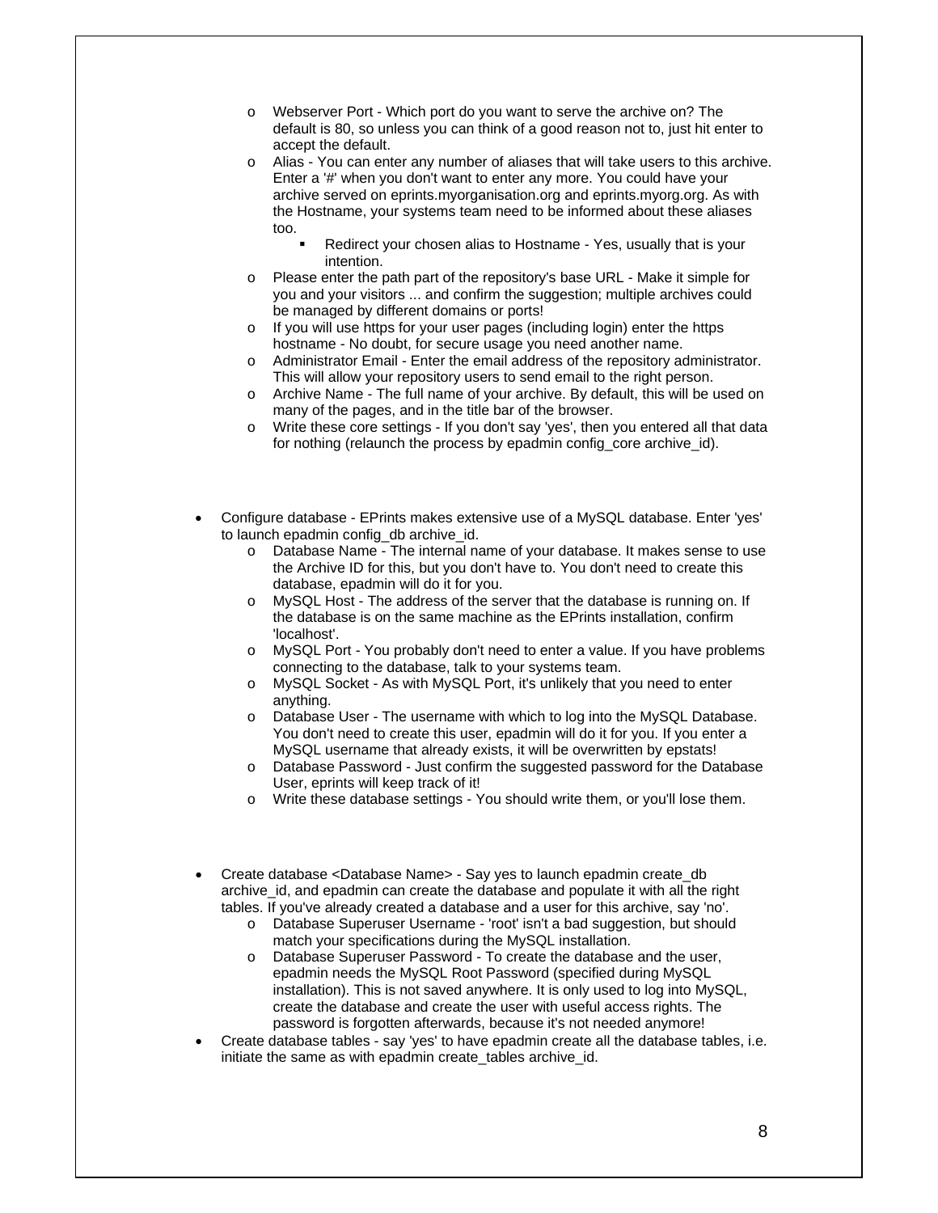- Webserver Port - Which port do you want to serve the archive on? The default is 80, so unless you can think of a good reason not to, just hit enter to accept the default.
- Alias - You can enter any number of aliases that will take users to this archive. Enter a '#' when you don't want to enter any more. You could have your archive served on eprints.myorganisation.org and eprints.myorg.org. As with the Hostname, your systems team need to be informed about these aliases too.
  - Redirect your chosen alias to Hostname - Yes, usually that is your intention.
- Please enter the path part of the repository's base URL - Make it simple for you and your visitors ... and confirm the suggestion; multiple archives could be managed by different domains or ports!
- If you will use https for your user pages (including login) enter the https hostname - No doubt, for secure usage you need another name.
- Administrator Email - Enter the email address of the repository administrator. This will allow your repository users to send email to the right person.
- Archive Name - The full name of your archive. By default, this will be used on many of the pages, and in the title bar of the browser.
- Write these core settings - If you don't say 'yes', then you entered all that data for nothing (relaunch the process by epadmin config_core archive_id).

- Configure database - EPrints makes extensive use of a MySQL database. Enter 'yes' to launch epadmin config_db archive_id.
  - Database Name - The internal name of your database. It makes sense to use the Archive ID for this, but you don't have to. You don't need to create this database, epadmin will do it for you.
  - MySQL Host - The address of the server that the database is running on. If the database is on the same machine as the EPrints installation, confirm 'localhost'.
  - MySQL Port - You probably don't need to enter a value. If you have problems connecting to the database, talk to your systems team.
  - MySQL Socket - As with MySQL Port, it's unlikely that you need to enter anything.
  - Database User - The username with which to log into the MySQL Database. You don't need to create this user, epadmin will do it for you. If you enter a MySQL username that already exists, it will be overwritten by epstats!
  - Database Password - Just confirm the suggested password for the Database User, eprints will keep track of it!
  - Write these database settings - You should write them, or you'll lose them.

- Create database <Database Name> - Say yes to launch epadmin create_db archive_id, and epadmin can create the database and populate it with all the right tables. If you've already created a database and a user for this archive, say 'no'.
  - Database Superuser Username - 'root' isn't a bad suggestion, but should match your specifications during the MySQL installation.
  - Database Superuser Password - To create the database and the user, epadmin needs the MySQL Root Password (specified during MySQL installation). This is not saved anywhere. It is only used to log into MySQL, create the database and create the user with useful access rights. The password is forgotten afterwards, because it's not needed anymore!
- Create database tables - say 'yes' to have epadmin create all the database tables, i.e. initiate the same as with epadmin create_tables archive_id.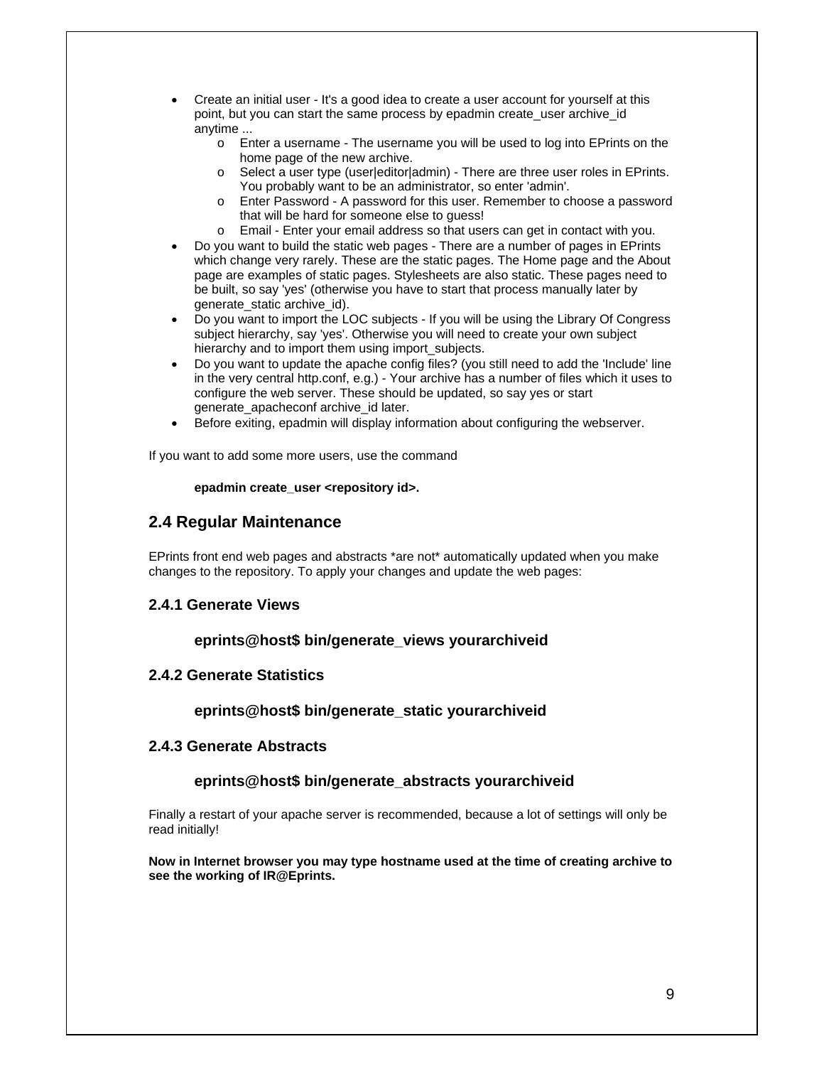- Create an initial user - It's a good idea to create a user account for yourself at this point, but you can start the same process by epadmin create_user archive_id anytime ...
  - Enter a username - The username you will be used to log into EPrints on the home page of the new archive.
  - Select a user type (user|editor|admin) - There are three user roles in EPrints. You probably want to be an administrator, so enter 'admin'.
  - Enter Password - A password for this user. Remember to choose a password that will be hard for someone else to guess!
  - Email - Enter your email address so that users can get in contact with you.
- Do you want to build the static web pages - There are a number of pages in EPrints which change very rarely. These are the static pages. The Home page and the About page are examples of static pages. Stylesheets are also static. These pages need to be built, so say 'yes' (otherwise you have to start that process manually later by generate_static archive_id).
- Do you want to import the LOC subjects - If you will be using the Library Of Congress subject hierarchy, say 'yes'. Otherwise you will need to create your own subject hierarchy and to import them using import_subjects.
- Do you want to update the apache config files? (you still need to add the 'Include' line in the very central http.conf, e.g.) - Your archive has a number of files which it uses to configure the web server. These should be updated, so say yes or start generate_apacheconf archive_id later.
- Before exiting, epadmin will display information about configuring the webserver.

If you want to add some more users, use the command

**epadmin create_user <repository id>.**

## 2.4 Regular Maintenance

EPrints front end web pages and abstracts *are not* automatically updated when you make changes to the repository. To apply your changes and update the web pages:

### 2.4.1 Generate Views

**eprints@host$ bin/generate_views yourarchiveid**

### 2.4.2 Generate Statistics

**eprints@host$ bin/generate_static yourarchiveid**

### 2.4.3 Generate Abstracts

**eprints@host$ bin/generate_abstracts yourarchiveid**

Finally a restart of your apache server is recommended, because a lot of settings will only be read initially!

**Now in Internet browser you may type hostname used at the time of creating archive to see the working of IR@Eprints.**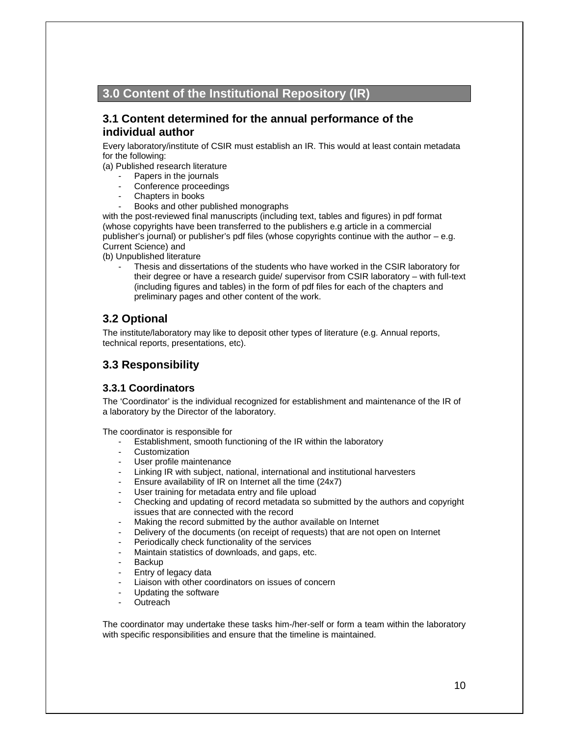# 3.0 Content of the Institutional Repository (IR)

## 3.1 Content determined for the annual performance of the individual author

Every laboratory/institute of CSIR must establish an IR. This would at least contain metadata for the following:

(a) Published research literature

- Papers in the journals
- Conference proceedings
- Chapters in books
- Books and other published monographs

with the post-reviewed final manuscripts (including text, tables and figures) in pdf format (whose copyrights have been transferred to the publishers e.g article in a commercial publisher's journal) or publisher's pdf files (whose copyrights continue with the author – e.g. Current Science) and

(b) Unpublished literature

- Thesis and dissertations of the students who have worked in the CSIR laboratory for their degree or have a research guide/ supervisor from CSIR laboratory – with full-text (including figures and tables) in the form of pdf files for each of the chapters and preliminary pages and other content of the work.

## 3.2 Optional

The institute/laboratory may like to deposit other types of literature (e.g. Annual reports, technical reports, presentations, etc).

## 3.3 Responsibility

### 3.3.1 Coordinators

The 'Coordinator' is the individual recognized for establishment and maintenance of the IR of a laboratory by the Director of the laboratory.

The coordinator is responsible for

- Establishment, smooth functioning of the IR within the laboratory
- Customization
- User profile maintenance
- Linking IR with subject, national, international and institutional harvesters
- Ensure availability of IR on Internet all the time (24x7)
- User training for metadata entry and file upload
- Checking and updating of record metadata so submitted by the authors and copyright issues that are connected with the record
- Making the record submitted by the author available on Internet
- Delivery of the documents (on receipt of requests) that are not open on Internet
- Periodically check functionality of the services
- Maintain statistics of downloads, and gaps, etc.
- Backup
- Entry of legacy data
- Liaison with other coordinators on issues of concern
- Updating the software
- Outreach

The coordinator may undertake these tasks him-/her-self or form a team within the laboratory with specific responsibilities and ensure that the timeline is maintained.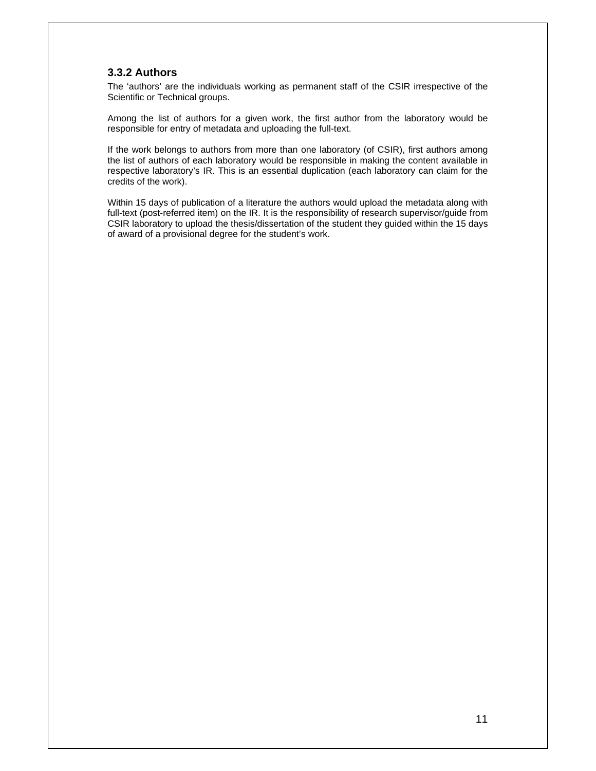### 3.3.2 Authors

The 'authors' are the individuals working as permanent staff of the CSIR irrespective of the Scientific or Technical groups.

Among the list of authors for a given work, the first author from the laboratory would be responsible for entry of metadata and uploading the full-text.

If the work belongs to authors from more than one laboratory (of CSIR), first authors among the list of authors of each laboratory would be responsible in making the content available in respective laboratory's IR. This is an essential duplication (each laboratory can claim for the credits of the work).

Within 15 days of publication of a literature the authors would upload the metadata along with full-text (post-referred item) on the IR. It is the responsibility of research supervisor/guide from CSIR laboratory to upload the thesis/dissertation of the student they guided within the 15 days of award of a provisional degree for the student's work.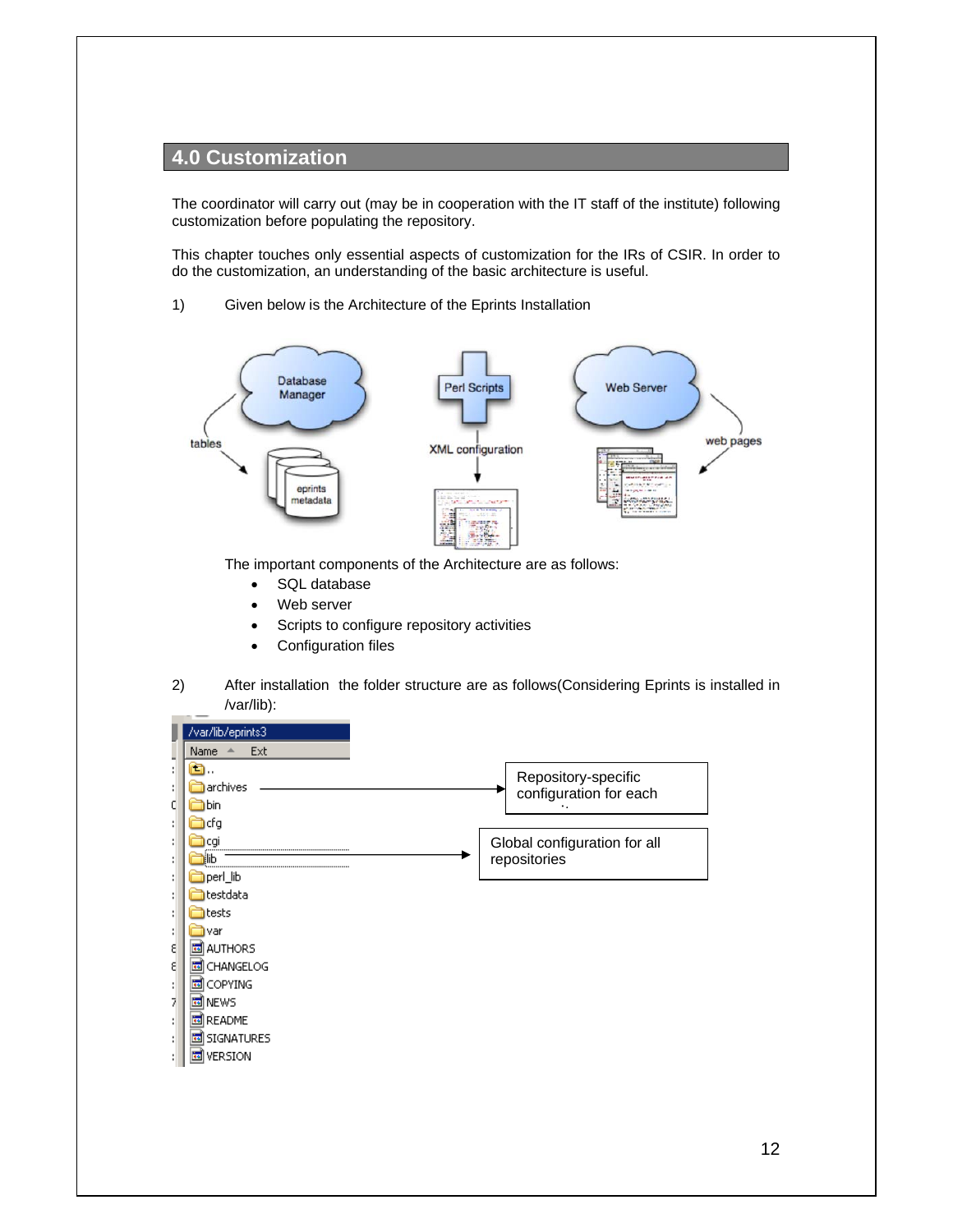## 4.0 Customization

The coordinator will carry out (may be in cooperation with the IT staff of the institute) following customization before populating the repository.

This chapter touches only essential aspects of customization for the IRs of CSIR. In order to do the customization, an understanding of the basic architecture is useful.

1) Given below is the Architecture of the Eprints Installation

The important components of the Architecture are as follows:

- SQL database
- Web server
- Scripts to configure repository activities
- Configuration files

2) After installation the folder structure are as follows(Considering Eprints is installed in /var/lib):

Repository-specific configuration for each

Global configuration for all repositories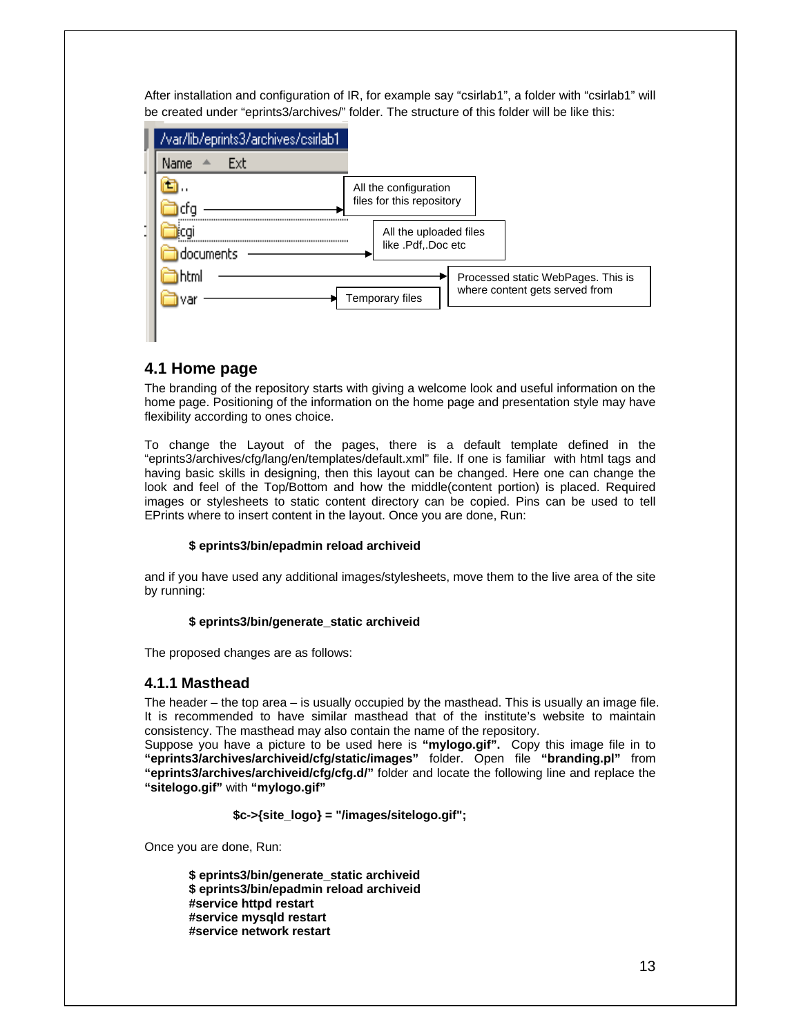After installation and configuration of IR, for example say “csirlab1”, a folder with “csirlab1” will be created under “eprints3/archives/” folder. The structure of this folder will be like this:

/var/lib/eprints3/archives/csirlab1

| Name | Description |
|---|---|
| .. | |
| cfg | All the configuration files for this repository |
| cgi | |
| documents | All the uploaded files like .Pdf,.Doc etc |
| html | Processed static WebPages. This is where content gets served from |
| var | Temporary files |

## 4.1 Home page

The branding of the repository starts with giving a welcome look and useful information on the home page. Positioning of the information on the home page and presentation style may have flexibility according to ones choice.

To change the Layout of the pages, there is a default template defined in the “eprints3/archives/cfg/lang/en/templates/default.xml” file. If one is familiar with html tags and having basic skills in designing, then this layout can be changed. Here one can change the look and feel of the Top/Bottom and how the middle(content portion) is placed. Required images or stylesheets to static content directory can be copied. Pins can be used to tell EPrints where to insert content in the layout. Once you are done, Run:

```
$ eprints3/bin/epadmin reload archiveid
```

and if you have used any additional images/stylesheets, move them to the live area of the site by running:

```
$ eprints3/bin/generate_static archiveid
```

The proposed changes are as follows:

### 4.1.1 Masthead

The header – the top area – is usually occupied by the masthead. This is usually an image file. It is recommended to have similar masthead that of the institute’s website to maintain consistency. The masthead may also contain the name of the repository.
Suppose you have a picture to be used here is **“mylogo.gif”.** Copy this image file in to **“eprints3/archives/archiveid/cfg/static/images”** folder. Open file **“branding.pl”** from **“eprints3/archives/archiveid/cfg/cfg.d/”** folder and locate the following line and replace the **“sitelogo.gif”** with **“mylogo.gif”**

```
$c->{site_logo} = "/images/sitelogo.gif";
```

Once you are done, Run:

```
$ eprints3/bin/generate_static archiveid
$ eprints3/bin/epadmin reload archiveid
#service httpd restart
#service mysqld restart
#service network restart
```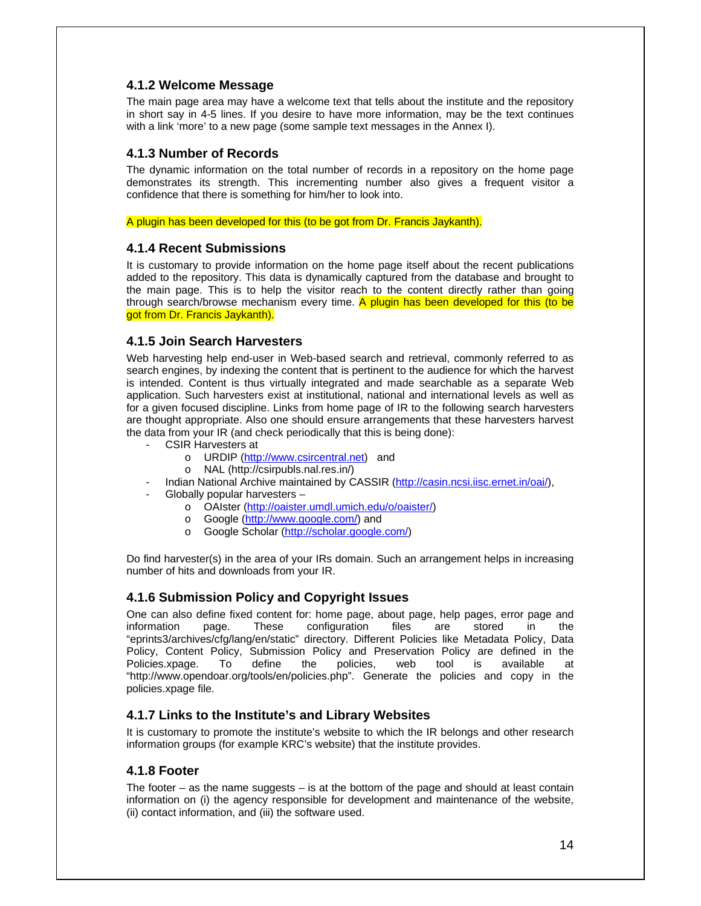### 4.1.2 Welcome Message

The main page area may have a welcome text that tells about the institute and the repository in short say in 4-5 lines. If you desire to have more information, may be the text continues with a link 'more' to a new page (some sample text messages in the Annex I).

### 4.1.3 Number of Records

The dynamic information on the total number of records in a repository on the home page demonstrates its strength. This incrementing number also gives a frequent visitor a confidence that there is something for him/her to look into.

A plugin has been developed for this (to be got from Dr. Francis Jaykanth).

### 4.1.4 Recent Submissions

It is customary to provide information on the home page itself about the recent publications added to the repository. This data is dynamically captured from the database and brought to the main page. This is to help the visitor reach to the content directly rather than going through search/browse mechanism every time. A plugin has been developed for this (to be got from Dr. Francis Jaykanth).

### 4.1.5 Join Search Harvesters

Web harvesting help end-user in Web-based search and retrieval, commonly referred to as search engines, by indexing the content that is pertinent to the audience for which the harvest is intended. Content is thus virtually integrated and made searchable as a separate Web application. Such harvesters exist at institutional, national and international levels as well as for a given focused discipline. Links from home page of IR to the following search harvesters are thought appropriate. Also one should ensure arrangements that these harvesters harvest the data from your IR (and check periodically that this is being done):

- CSIR Harvesters at
  - URDIP (http://www.csircentral.net) and
  - NAL (http://csirpubls.nal.res.in/)
- Indian National Archive maintained by CASSIR (http://casin.ncsi.iisc.ernet.in/oai/),
- Globally popular harvesters –
  - OAIster (http://oaister.umdl.umich.edu/o/oaister/)
  - Google (http://www.google.com/) and
  - Google Scholar (http://scholar.google.com/)

Do find harvester(s) in the area of your IRs domain. Such an arrangement helps in increasing number of hits and downloads from your IR.

### 4.1.6 Submission Policy and Copyright Issues

One can also define fixed content for: home page, about page, help pages, error page and information page. These configuration files are stored in the "eprints3/archives/cfg/lang/en/static" directory. Different Policies like Metadata Policy, Data Policy, Content Policy, Submission Policy and Preservation Policy are defined in the Policies.xpage. To define the policies, web tool is available at "http://www.opendoar.org/tools/en/policies.php". Generate the policies and copy in the policies.xpage file.

### 4.1.7 Links to the Institute's and Library Websites

It is customary to promote the institute's website to which the IR belongs and other research information groups (for example KRC's website) that the institute provides.

### 4.1.8 Footer

The footer – as the name suggests – is at the bottom of the page and should at least contain information on (i) the agency responsible for development and maintenance of the website, (ii) contact information, and (iii) the software used.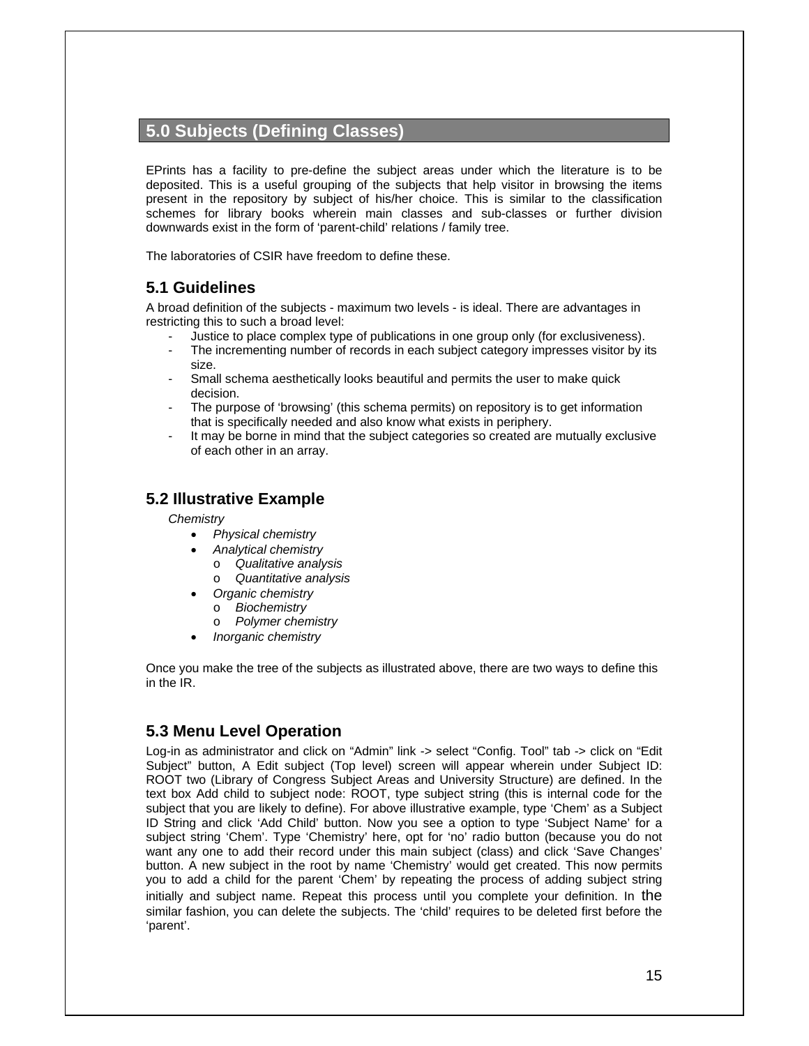## 5.0 Subjects (Defining Classes)

EPrints has a facility to pre-define the subject areas under which the literature is to be deposited. This is a useful grouping of the subjects that help visitor in browsing the items present in the repository by subject of his/her choice. This is similar to the classification schemes for library books wherein main classes and sub-classes or further division downwards exist in the form of 'parent-child' relations / family tree.

The laboratories of CSIR have freedom to define these.

### 5.1 Guidelines

A broad definition of the subjects - maximum two levels - is ideal. There are advantages in restricting this to such a broad level:

- Justice to place complex type of publications in one group only (for exclusiveness).
- The incrementing number of records in each subject category impresses visitor by its size.
- Small schema aesthetically looks beautiful and permits the user to make quick decision.
- The purpose of 'browsing' (this schema permits) on repository is to get information that is specifically needed and also know what exists in periphery.
- It may be borne in mind that the subject categories so created are mutually exclusive of each other in an array.

### 5.2 Illustrative Example

*Chemistry*

- *Physical chemistry*
- *Analytical chemistry*
    - *Qualitative analysis*
    - *Quantitative analysis*
- *Organic chemistry*
    - *Biochemistry*
    - *Polymer chemistry*
- *Inorganic chemistry*

Once you make the tree of the subjects as illustrated above, there are two ways to define this in the IR.

### 5.3 Menu Level Operation

Log-in as administrator and click on "Admin" link -> select "Config. Tool" tab -> click on "Edit Subject" button, A Edit subject (Top level) screen will appear wherein under Subject ID: ROOT two (Library of Congress Subject Areas and University Structure) are defined. In the text box Add child to subject node: ROOT, type subject string (this is internal code for the subject that you are likely to define). For above illustrative example, type 'Chem' as a Subject ID String and click 'Add Child' button. Now you see a option to type 'Subject Name' for a subject string 'Chem'. Type 'Chemistry' here, opt for 'no' radio button (because you do not want any one to add their record under this main subject (class) and click 'Save Changes' button. A new subject in the root by name 'Chemistry' would get created. This now permits you to add a child for the parent 'Chem' by repeating the process of adding subject string initially and subject name. Repeat this process until you complete your definition. In the similar fashion, you can delete the subjects. The 'child' requires to be deleted first before the 'parent'.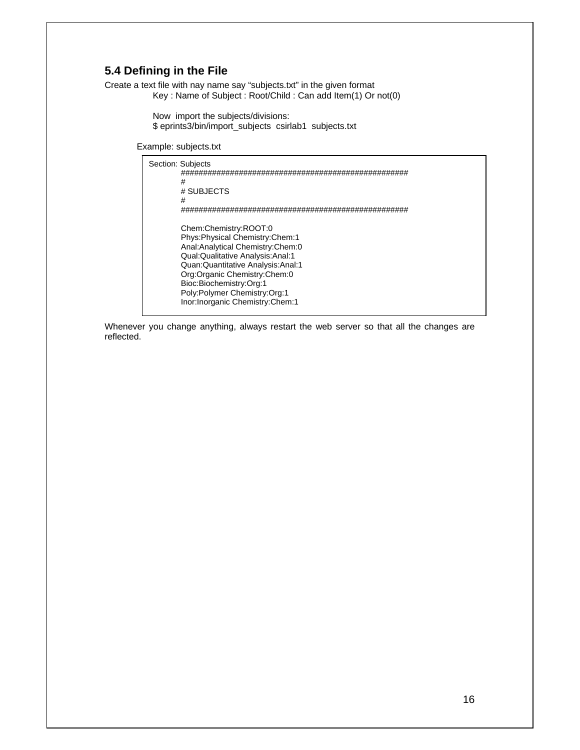## 5.4 Defining in the File

Create a text file with nay name say "subjects.txt" in the given format

Key : Name of Subject : Root/Child : Can add Item(1) Or not(0)

Now import the subjects/divisions:

$ eprints3/bin/import_subjects csirlab1 subjects.txt

Example: subjects.txt

```
Section: Subjects
    ####################################################
    #
    # SUBJECTS
    #
    ####################################################

    Chem:Chemistry:ROOT:0
    Phys:Physical Chemistry:Chem:1
    Anal:Analytical Chemistry:Chem:0
    Qual:Qualitative Analysis:Anal:1
    Quan:Quantitative Analysis:Anal:1
    Org:Organic Chemistry:Chem:0
    Bioc:Biochemistry:Org:1
    Poly:Polymer Chemistry:Org:1
    Inor:Inorganic Chemistry:Chem:1
```

Whenever you change anything, always restart the web server so that all the changes are reflected.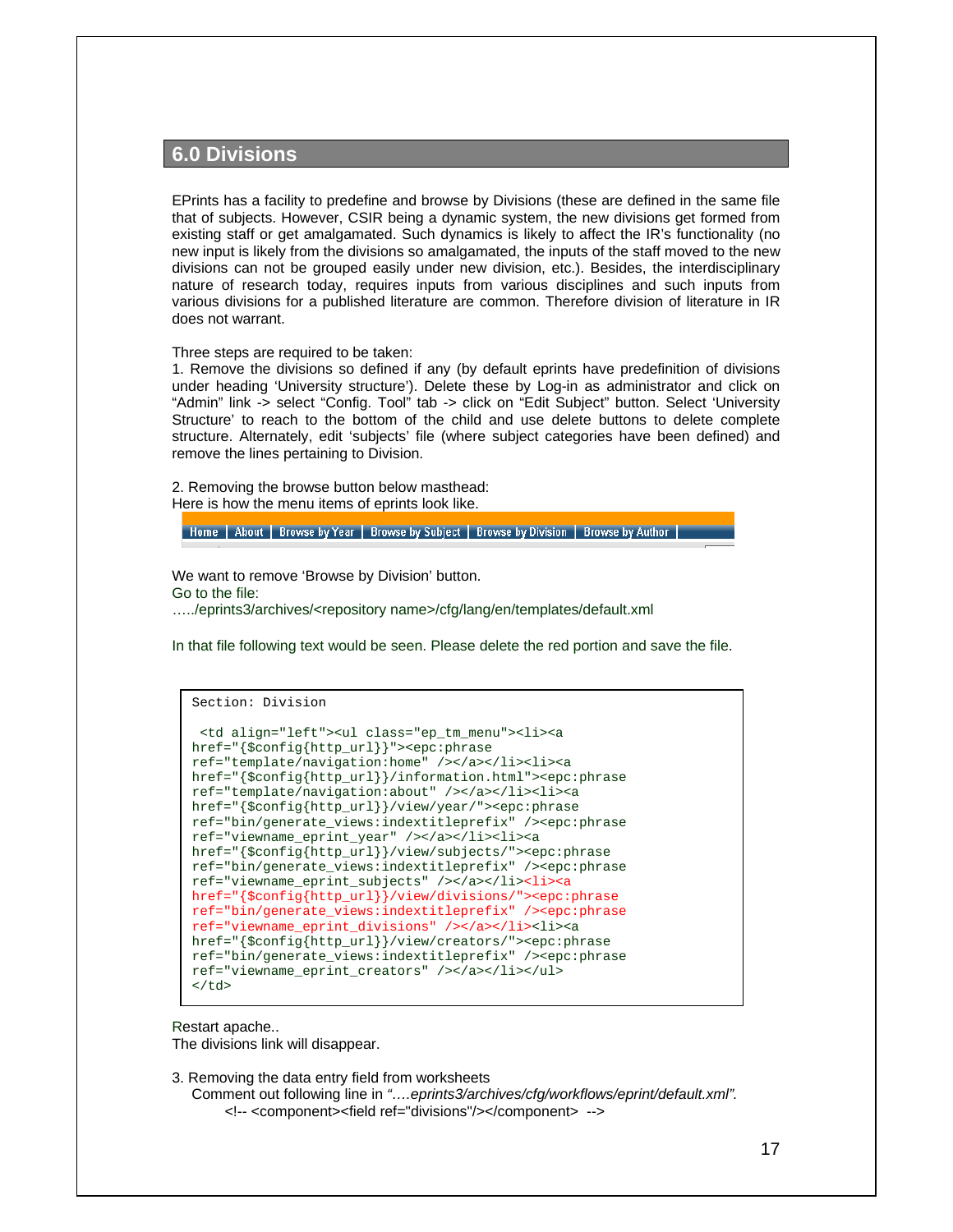## 6.0 Divisions

EPrints has a facility to predefine and browse by Divisions (these are defined in the same file that of subjects. However, CSIR being a dynamic system, the new divisions get formed from existing staff or get amalgamated. Such dynamics is likely to affect the IR's functionality (no new input is likely from the divisions so amalgamated, the inputs of the staff moved to the new divisions can not be grouped easily under new division, etc.). Besides, the interdisciplinary nature of research today, requires inputs from various disciplines and such inputs from various divisions for a published literature are common. Therefore division of literature in IR does not warrant.

Three steps are required to be taken:

1. Remove the divisions so defined if any (by default eprints have predefinition of divisions under heading 'University structure'). Delete these by Log-in as administrator and click on "Admin" link -> select "Config. Tool" tab -> click on "Edit Subject" button. Select 'University Structure' to reach to the bottom of the child and use delete buttons to delete complete structure. Alternately, edit 'subjects' file (where subject categories have been defined) and remove the lines pertaining to Division.

2. Removing the browse button below masthead:
Here is how the menu items of eprints look like.

Home | About | Browse by Year | Browse by Subject | Browse by Division | Browse by Author |

We want to remove 'Browse by Division' button.
Go to the file:
…../eprints3/archives/<repository name>/cfg/lang/en/templates/default.xml

In that file following text would be seen. Please delete the red portion and save the file.

```
Section: Division

 <td align="left"><ul class="ep_tm_menu"><li><a
href="{$config{http_url}}"><epc:phrase
ref="template/navigation:home" /></a></li><li><a
href="{$config{http_url}}/information.html"><epc:phrase
ref="template/navigation:about" /></a></li><li><a
href="{$config{http_url}}/view/year/"><epc:phrase
ref="bin/generate_views:indextitleprefix" /><epc:phrase
ref="viewname_eprint_year" /></a></li><li><a
href="{$config{http_url}}/view/subjects/"><epc:phrase
ref="bin/generate_views:indextitleprefix" /><epc:phrase
ref="viewname_eprint_subjects" /></a></li><li><a
href="{$config{http_url}}/view/divisions/"><epc:phrase
ref="bin/generate_views:indextitleprefix" /><epc:phrase
ref="viewname_eprint_divisions" /></a></li><li><a
href="{$config{http_url}}/view/creators/"><epc:phrase
ref="bin/generate_views:indextitleprefix" /><epc:phrase
ref="viewname_eprint_creators" /></a></li></ul>
</td>
```

Restart apache..
The divisions link will disappear.

3. Removing the data entry field from worksheets
   Comment out following line in *"….eprints3/archives/cfg/workflows/eprint/default.xml".*
   `<!-- <component><field ref="divisions"/></component> -->`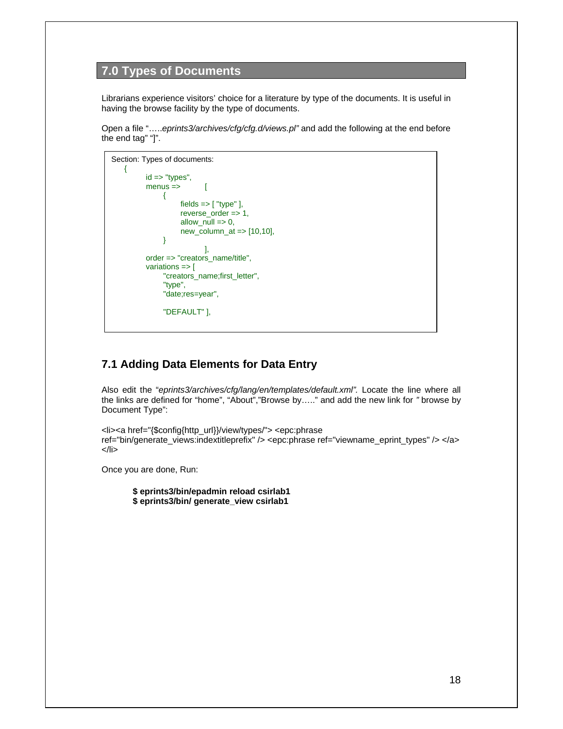## 7.0 Types of Documents

Librarians experience visitors' choice for a literature by type of the documents. It is useful in having the browse facility by the type of documents.

Open a file "…..*eprints3/archives/cfg/cfg.d/views.pl"* and add the following at the end before the end tag" "]".

```
Section: Types of documents:
    {
        id => "types",
        menus =>        [
            {
                fields => [ "type" ],
                reverse_order => 1,
                allow_null => 0,
                new_column_at => [10,10],
            }
                        ],
        order => "creators_name/title",
        variations => [
            "creators_name;first_letter",
            "type",
            "date;res=year",

            "DEFAULT" ],
```

### 7.1 Adding Data Elements for Data Entry

Also edit the "*eprints3/archives/cfg/lang/en/templates/default.xml".* Locate the line where all the links are defined for "home", "About","Browse by….." and add the new link for *"* browse by Document Type":

<li><a href="{$config{http_url}}/view/types/"> <epc:phrase ref="bin/generate_views:indextitleprefix" /> <epc:phrase ref="viewname_eprint_types" /> </a> </li>

Once you are done, Run:

**$ eprints3/bin/epadmin reload csirlab1**
**$ eprints3/bin/ generate_view csirlab1**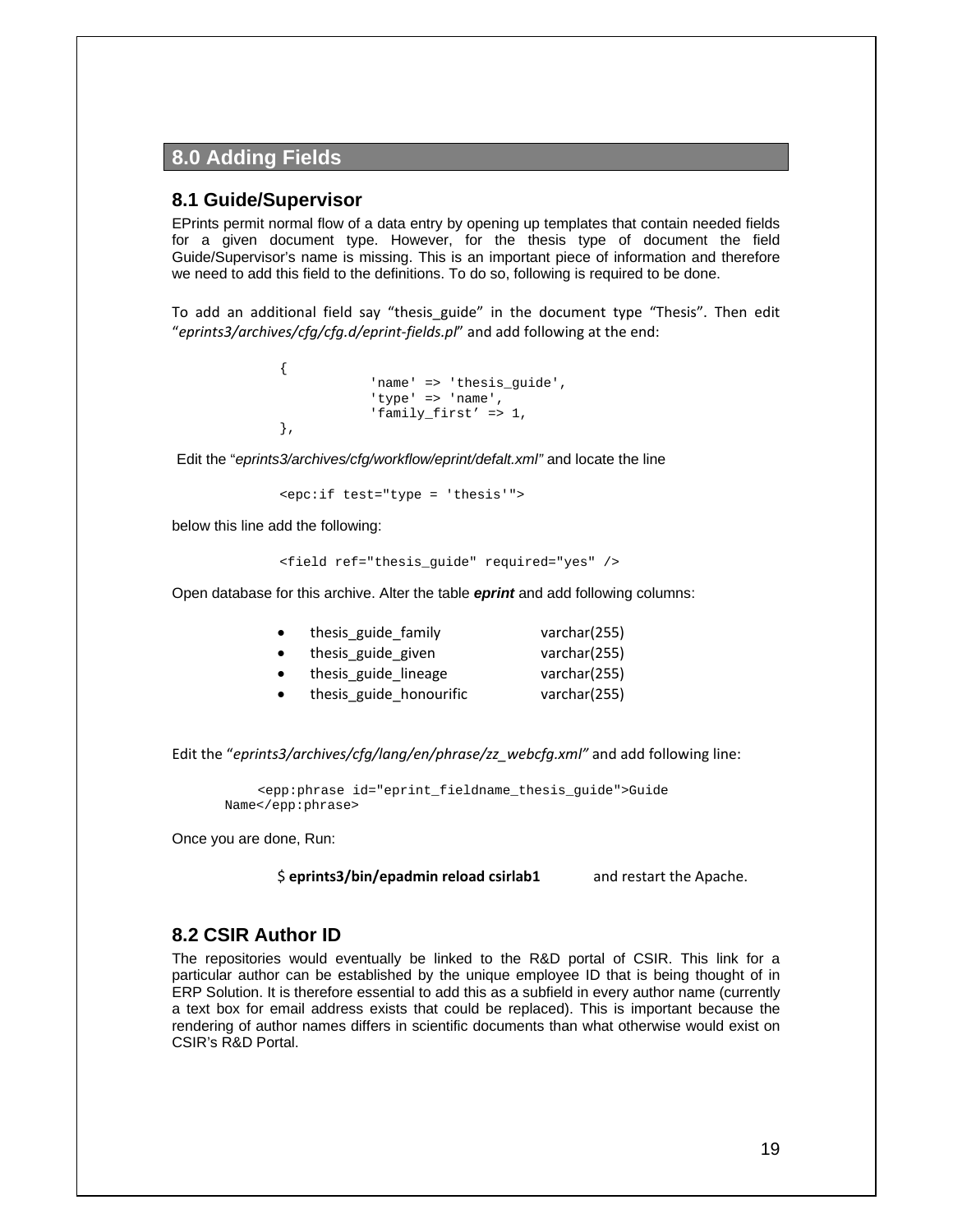# 8.0 Adding Fields

## 8.1 Guide/Supervisor

EPrints permit normal flow of a data entry by opening up templates that contain needed fields for a given document type. However, for the thesis type of document the field Guide/Supervisor's name is missing. This is an important piece of information and therefore we need to add this field to the definitions. To do so, following is required to be done.

To add an additional field say "thesis_guide" in the document type "Thesis". Then edit "*eprints3/archives/cfg/cfg.d/eprint-fields.pl*" and add following at the end:

```
{
        'name' => 'thesis_guide',
        'type' => 'name',
        'family_first' => 1,
},
```

Edit the "*eprints3/archives/cfg/workflow/eprint/defalt.xml*" and locate the line

```
<epc:if test="type = 'thesis'">
```

below this line add the following:

```
<field ref="thesis_guide" required="yes" />
```

Open database for this archive. Alter the table ***eprint*** and add following columns:

- thesis_guide_family varchar(255)
- thesis_guide_given varchar(255)
- thesis_guide_lineage varchar(255)
- thesis_guide_honourific varchar(255)

Edit the "*eprints3/archives/cfg/lang/en/phrase/zz_webcfg.xml*" and add following line:

```
<epp:phrase id="eprint_fieldname_thesis_guide">Guide
Name</epp:phrase>
```

Once you are done, Run:

$ **eprints3/bin/epadmin reload csirlab1** and restart the Apache.

## 8.2 CSIR Author ID

The repositories would eventually be linked to the R&D portal of CSIR. This link for a particular author can be established by the unique employee ID that is being thought of in ERP Solution. It is therefore essential to add this as a subfield in every author name (currently a text box for email address exists that could be replaced). This is important because the rendering of author names differs in scientific documents than what otherwise would exist on CSIR's R&D Portal.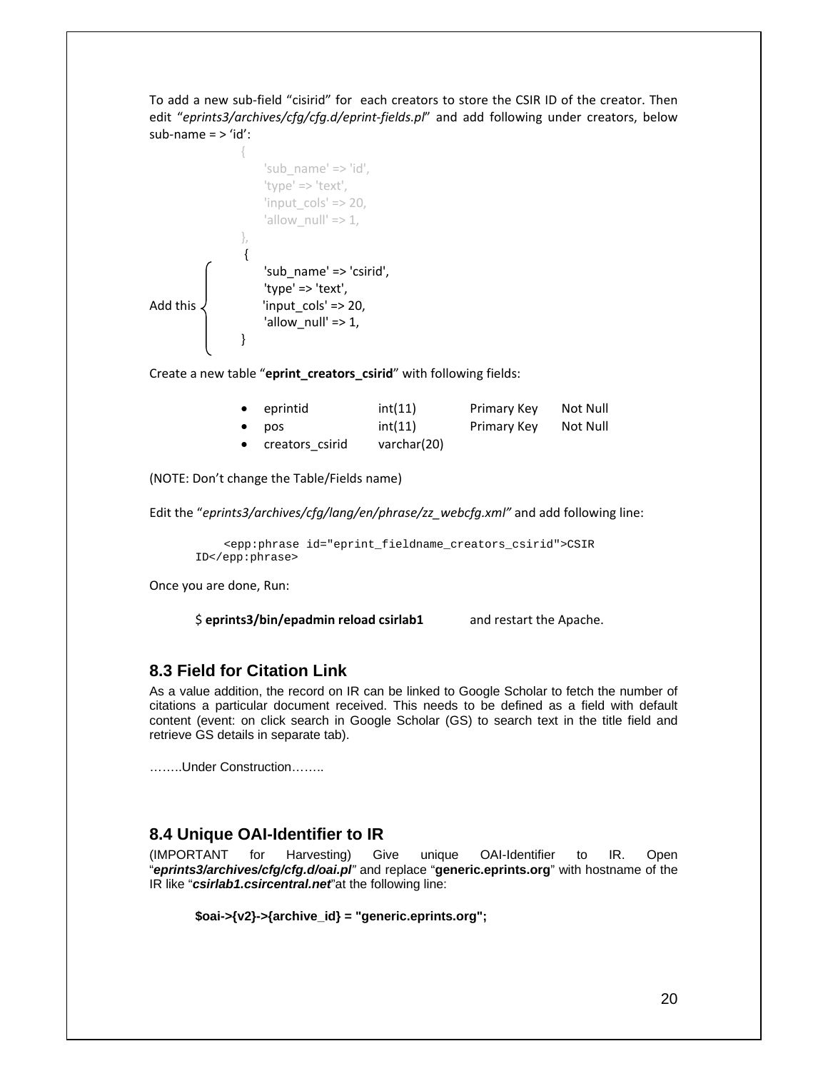To add a new sub-field "cisirid" for each creators to store the CSIR ID of the creator. Then edit "*eprints3/archives/cfg/cfg.d/eprint-fields.pl*" and add following under creators, below sub-name = > 'id':

```
{
    'sub_name' => 'id',
    'type' => 'text',
    'input_cols' => 20,
    'allow_null' => 1,
},
```

Add this

```
{
    'sub_name' => 'csirid',
    'type' => 'text',
    'input_cols' => 20,
    'allow_null' => 1,
}
```

Create a new table "**eprint_creators_csirid**" with following fields:

| | | | |
|---|---|---|---|
| • eprintid | int(11) | Primary Key | Not Null |
| • pos | int(11) | Primary Key | Not Null |
| • creators_csirid | varchar(20) | | |

(NOTE: Don't change the Table/Fields name)

Edit the "*eprints3/archives/cfg/lang/en/phrase/zz_webcfg.xml"* and add following line:

```
<epp:phrase id="eprint_fieldname_creators_csirid">CSIR
ID</epp:phrase>
```

Once you are done, Run:

$ **eprints3/bin/epadmin reload csirlab1** and restart the Apache.

## 8.3 Field for Citation Link

As a value addition, the record on IR can be linked to Google Scholar to fetch the number of citations a particular document received. This needs to be defined as a field with default content (event: on click search in Google Scholar (GS) to search text in the title field and retrieve GS details in separate tab).

……..Under Construction……..

## 8.4 Unique OAI-Identifier to IR

(IMPORTANT for Harvesting) Give unique OAI-Identifier to IR. Open "***eprints3/archives/cfg/cfg.d/oai.pl***" and replace "**generic.eprints.org**" with hostname of the IR like "***csirlab1.csircentral.net***"at the following line:

**$oai->{v2}->{archive_id} = "generic.eprints.org";**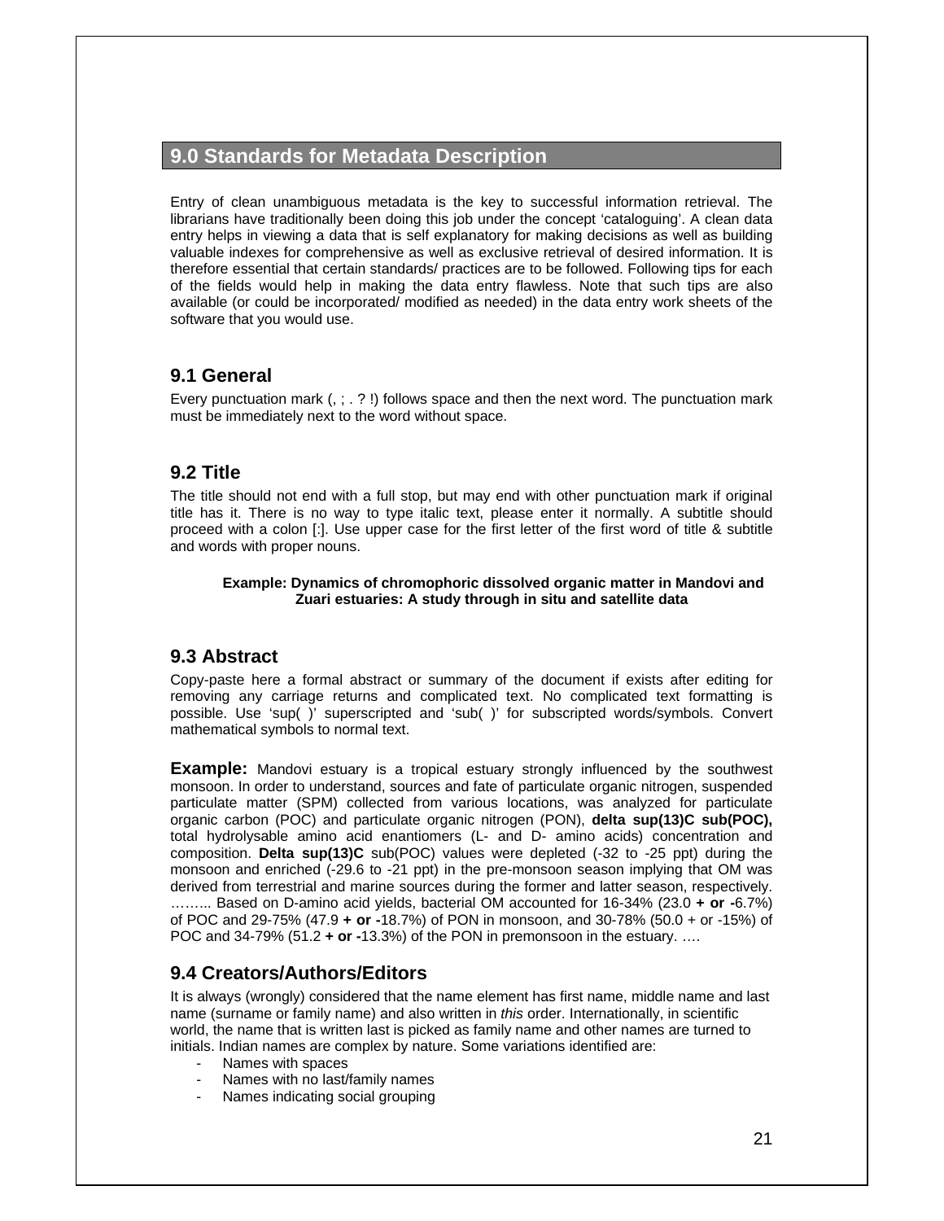## 9.0 Standards for Metadata Description

Entry of clean unambiguous metadata is the key to successful information retrieval. The librarians have traditionally been doing this job under the concept 'cataloguing'. A clean data entry helps in viewing a data that is self explanatory for making decisions as well as building valuable indexes for comprehensive as well as exclusive retrieval of desired information. It is therefore essential that certain standards/ practices are to be followed. Following tips for each of the fields would help in making the data entry flawless. Note that such tips are also available (or could be incorporated/ modified as needed) in the data entry work sheets of the software that you would use.

### 9.1 General

Every punctuation mark (, ; . ? !) follows space and then the next word. The punctuation mark must be immediately next to the word without space.

### 9.2 Title

The title should not end with a full stop, but may end with other punctuation mark if original title has it. There is no way to type italic text, please enter it normally. A subtitle should proceed with a colon [:]. Use upper case for the first letter of the first word of title & subtitle and words with proper nouns.

**Example: Dynamics of chromophoric dissolved organic matter in Mandovi and Zuari estuaries: A study through in situ and satellite data**

### 9.3 Abstract

Copy-paste here a formal abstract or summary of the document if exists after editing for removing any carriage returns and complicated text. No complicated text formatting is possible. Use 'sup( )' superscripted and 'sub( )' for subscripted words/symbols. Convert mathematical symbols to normal text.

**Example:** Mandovi estuary is a tropical estuary strongly influenced by the southwest monsoon. In order to understand, sources and fate of particulate organic nitrogen, suspended particulate matter (SPM) collected from various locations, was analyzed for particulate organic carbon (POC) and particulate organic nitrogen (PON), **delta sup(13)C sub(POC),** total hydrolysable amino acid enantiomers (L- and D- amino acids) concentration and composition. **Delta sup(13)C** sub(POC) values were depleted (-32 to -25 ppt) during the monsoon and enriched (-29.6 to -21 ppt) in the pre-monsoon season implying that OM was derived from terrestrial and marine sources during the former and latter season, respectively. …….. Based on D-amino acid yields, bacterial OM accounted for 16-34% (23.0 **+ or -**6.7%) of POC and 29-75% (47.9 **+ or -**18.7%) of PON in monsoon, and 30-78% (50.0 + or -15%) of POC and 34-79% (51.2 **+ or -**13.3%) of the PON in premonsoon in the estuary. ….

### 9.4 Creators/Authors/Editors

It is always (wrongly) considered that the name element has first name, middle name and last name (surname or family name) and also written in *this* order. Internationally, in scientific world, the name that is written last is picked as family name and other names are turned to initials. Indian names are complex by nature. Some variations identified are:

- Names with spaces
- Names with no last/family names
- Names indicating social grouping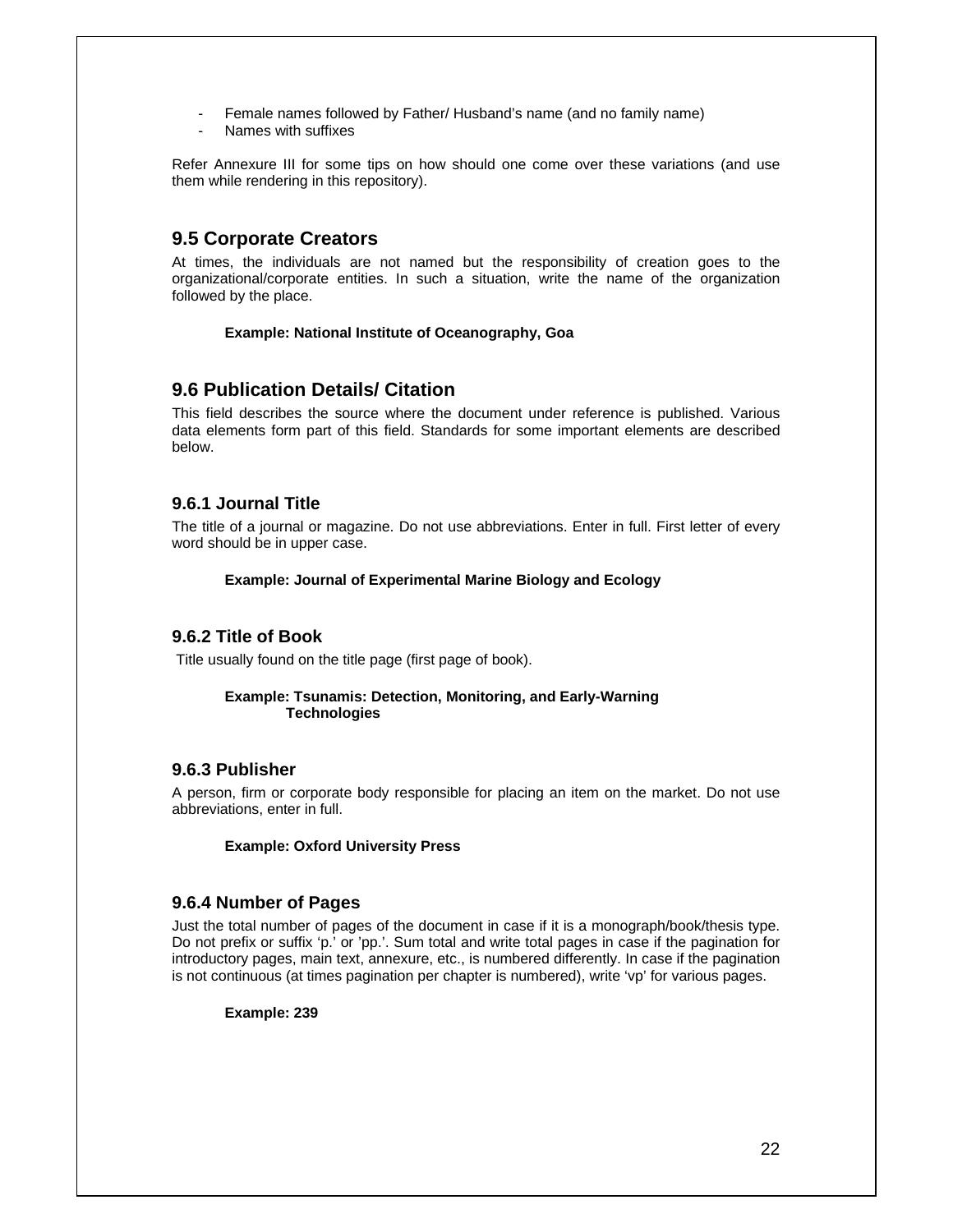- Female names followed by Father/ Husband's name (and no family name)
- Names with suffixes

Refer Annexure III for some tips on how should one come over these variations (and use them while rendering in this repository).

## 9.5 Corporate Creators

At times, the individuals are not named but the responsibility of creation goes to the organizational/corporate entities. In such a situation, write the name of the organization followed by the place.

**Example: National Institute of Oceanography, Goa**

## 9.6 Publication Details/ Citation

This field describes the source where the document under reference is published. Various data elements form part of this field. Standards for some important elements are described below.

### 9.6.1 Journal Title

The title of a journal or magazine. Do not use abbreviations. Enter in full. First letter of every word should be in upper case.

**Example: Journal of Experimental Marine Biology and Ecology**

### 9.6.2 Title of Book

Title usually found on the title page (first page of book).

**Example: Tsunamis: Detection, Monitoring, and Early-Warning Technologies**

### 9.6.3 Publisher

A person, firm or corporate body responsible for placing an item on the market. Do not use abbreviations, enter in full.

**Example: Oxford University Press**

### 9.6.4 Number of Pages

Just the total number of pages of the document in case if it is a monograph/book/thesis type. Do not prefix or suffix 'p.' or 'pp.'. Sum total and write total pages in case if the pagination for introductory pages, main text, annexure, etc., is numbered differently. In case if the pagination is not continuous (at times pagination per chapter is numbered), write 'vp' for various pages.

**Example: 239**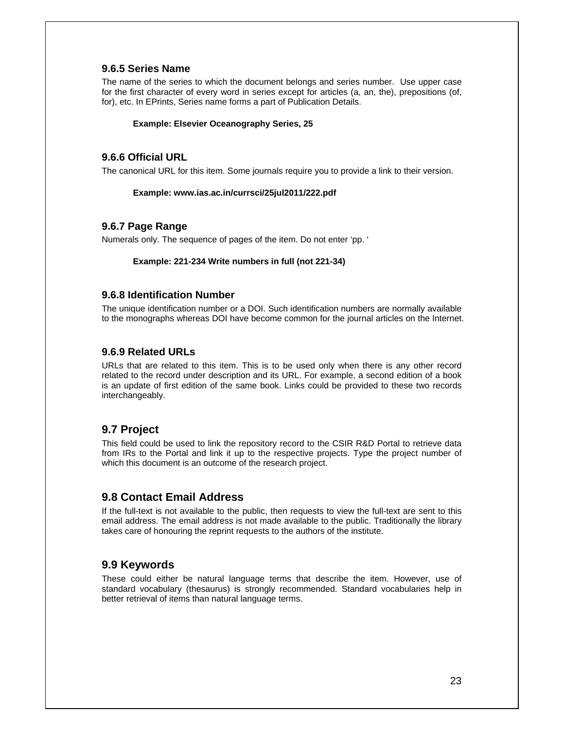### 9.6.5 Series Name

The name of the series to which the document belongs and series number. Use upper case for the first character of every word in series except for articles (a, an, the), prepositions (of, for), etc. In EPrints, Series name forms a part of Publication Details.

**Example: Elsevier Oceanography Series, 25**

### 9.6.6 Official URL

The canonical URL for this item. Some journals require you to provide a link to their version.

**Example: www.ias.ac.in/currsci/25jul2011/222.pdf**

### 9.6.7 Page Range

Numerals only. The sequence of pages of the item. Do not enter 'pp. '

**Example: 221-234 Write numbers in full (not 221-34)**

### 9.6.8 Identification Number

The unique identification number or a DOI. Such identification numbers are normally available to the monographs whereas DOI have become common for the journal articles on the Internet.

### 9.6.9 Related URLs

URLs that are related to this item. This is to be used only when there is any other record related to the record under description and its URL. For example, a second edition of a book is an update of first edition of the same book. Links could be provided to these two records interchangeably.

## 9.7 Project

This field could be used to link the repository record to the CSIR R&D Portal to retrieve data from IRs to the Portal and link it up to the respective projects. Type the project number of which this document is an outcome of the research project.

## 9.8 Contact Email Address

If the full-text is not available to the public, then requests to view the full-text are sent to this email address. The email address is not made available to the public. Traditionally the library takes care of honouring the reprint requests to the authors of the institute.

## 9.9 Keywords

These could either be natural language terms that describe the item. However, use of standard vocabulary (thesaurus) is strongly recommended. Standard vocabularies help in better retrieval of items than natural language terms.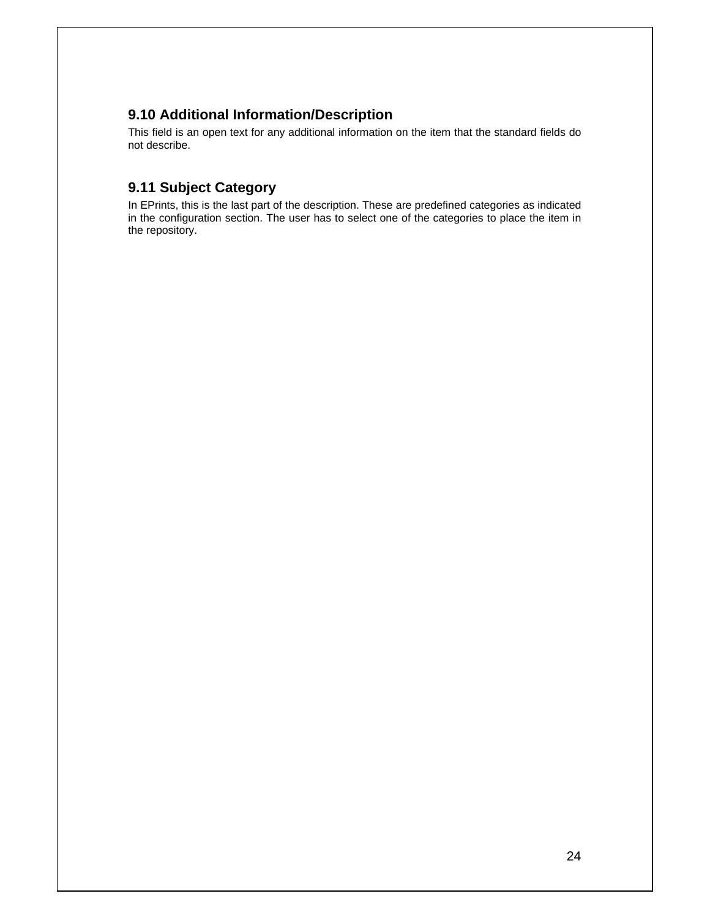### 9.10 Additional Information/Description

This field is an open text for any additional information on the item that the standard fields do not describe.

### 9.11 Subject Category

In EPrints, this is the last part of the description. These are predefined categories as indicated in the configuration section. The user has to select one of the categories to place the item in the repository.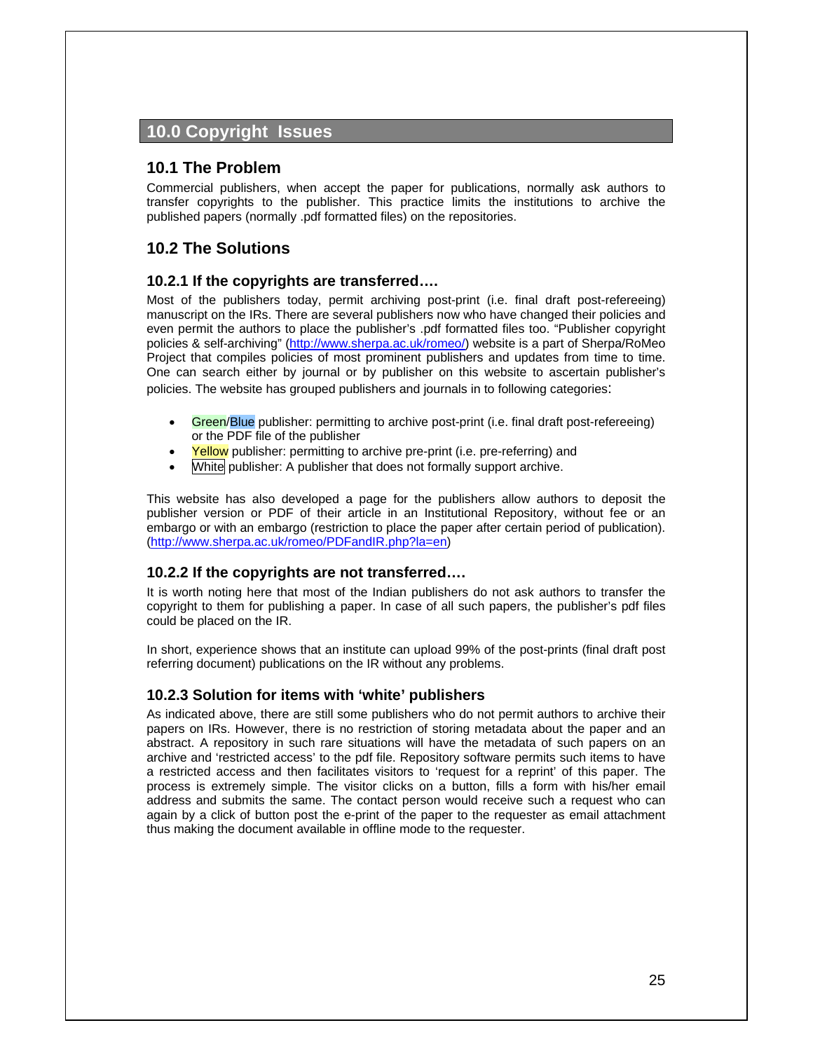## 10.0 Copyright Issues

### 10.1 The Problem

Commercial publishers, when accept the paper for publications, normally ask authors to transfer copyrights to the publisher. This practice limits the institutions to archive the published papers (normally .pdf formatted files) on the repositories.

### 10.2 The Solutions

#### 10.2.1 If the copyrights are transferred….

Most of the publishers today, permit archiving post-print (i.e. final draft post-refereeing) manuscript on the IRs. There are several publishers now who have changed their policies and even permit the authors to place the publisher's .pdf formatted files too. "Publisher copyright policies & self-archiving" (http://www.sherpa.ac.uk/romeo/) website is a part of Sherpa/RoMeo Project that compiles policies of most prominent publishers and updates from time to time. One can search either by journal or by publisher on this website to ascertain publisher's policies. The website has grouped publishers and journals in to following categories:

- Green/Blue publisher: permitting to archive post-print (i.e. final draft post-refereeing) or the PDF file of the publisher
- Yellow publisher: permitting to archive pre-print (i.e. pre-referring) and
- White publisher: A publisher that does not formally support archive.

This website has also developed a page for the publishers allow authors to deposit the publisher version or PDF of their article in an Institutional Repository, without fee or an embargo or with an embargo (restriction to place the paper after certain period of publication). (http://www.sherpa.ac.uk/romeo/PDFandIR.php?la=en)

#### 10.2.2 If the copyrights are not transferred….

It is worth noting here that most of the Indian publishers do not ask authors to transfer the copyright to them for publishing a paper. In case of all such papers, the publisher's pdf files could be placed on the IR.

In short, experience shows that an institute can upload 99% of the post-prints (final draft post referring document) publications on the IR without any problems.

#### 10.2.3 Solution for items with 'white' publishers

As indicated above, there are still some publishers who do not permit authors to archive their papers on IRs. However, there is no restriction of storing metadata about the paper and an abstract. A repository in such rare situations will have the metadata of such papers on an archive and 'restricted access' to the pdf file. Repository software permits such items to have a restricted access and then facilitates visitors to 'request for a reprint' of this paper. The process is extremely simple. The visitor clicks on a button, fills a form with his/her email address and submits the same. The contact person would receive such a request who can again by a click of button post the e-print of the paper to the requester as email attachment thus making the document available in offline mode to the requester.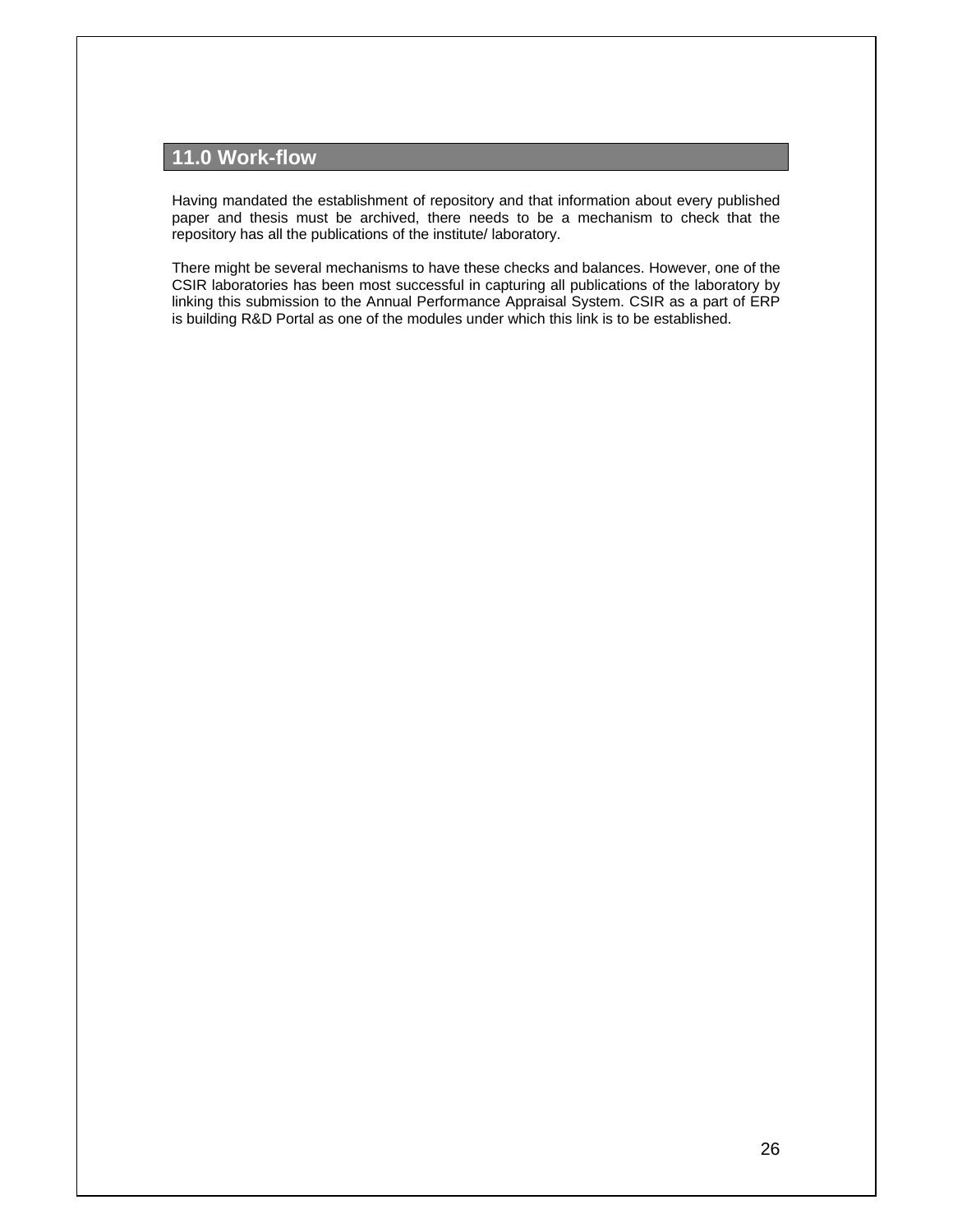## 11.0 Work-flow

Having mandated the establishment of repository and that information about every published paper and thesis must be archived, there needs to be a mechanism to check that the repository has all the publications of the institute/ laboratory.

There might be several mechanisms to have these checks and balances. However, one of the CSIR laboratories has been most successful in capturing all publications of the laboratory by linking this submission to the Annual Performance Appraisal System. CSIR as a part of ERP is building R&D Portal as one of the modules under which this link is to be established.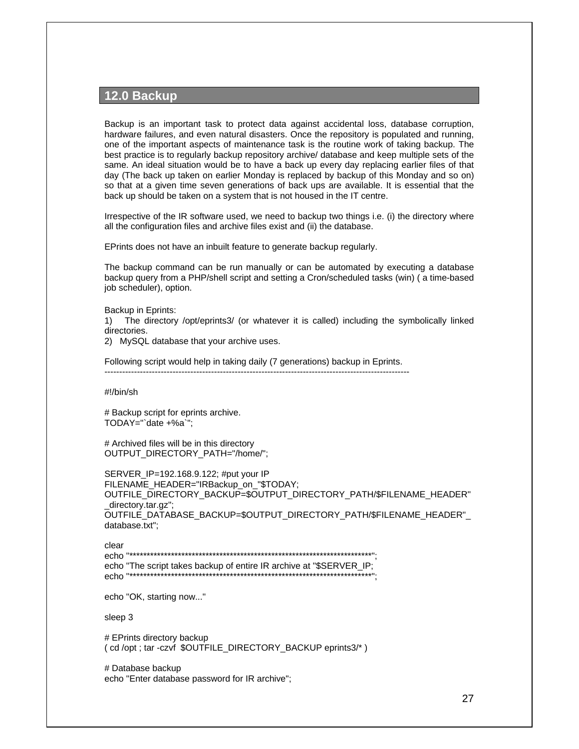## 12.0 Backup

Backup is an important task to protect data against accidental loss, database corruption, hardware failures, and even natural disasters. Once the repository is populated and running, one of the important aspects of maintenance task is the routine work of taking backup. The best practice is to regularly backup repository archive/ database and keep multiple sets of the same. An ideal situation would be to have a back up every day replacing earlier files of that day (The back up taken on earlier Monday is replaced by backup of this Monday and so on) so that at a given time seven generations of back ups are available. It is essential that the back up should be taken on a system that is not housed in the IT centre.

Irrespective of the IR software used, we need to backup two things i.e. (i) the directory where all the configuration files and archive files exist and (ii) the database.

EPrints does not have an inbuilt feature to generate backup regularly.

The backup command can be run manually or can be automated by executing a database backup query from a PHP/shell script and setting a Cron/scheduled tasks (win) ( a time-based job scheduler), option.

Backup in Eprints:

1) The directory /opt/eprints3/ (or whatever it is called) including the symbolically linked directories.
2) MySQL database that your archive uses.

Following script would help in taking daily (7 generations) backup in Eprints.

----------------------------------------------------------------------------------------------------------

```
#!/bin/sh

# Backup script for eprints archive.
TODAY="`date +%a`";

# Archived files will be in this directory
OUTPUT_DIRECTORY_PATH="/home/";

SERVER_IP=192.168.9.122; #put your IP
FILENAME_HEADER="IRBackup_on_"$TODAY;
OUTFILE_DIRECTORY_BACKUP=$OUTPUT_DIRECTORY_PATH/$FILENAME_HEADER"_directory.tar.gz";
OUTFILE_DATABASE_BACKUP=$OUTPUT_DIRECTORY_PATH/$FILENAME_HEADER"_database.txt";

clear
echo "************************************************************************";
echo "The script takes backup of entire IR archive at "$SERVER_IP;
echo "************************************************************************";

echo "OK, starting now..."

sleep 3

# EPrints directory backup
( cd /opt ; tar -czvf  $OUTFILE_DIRECTORY_BACKUP eprints3/* )

# Database backup
echo "Enter database password for IR archive";
```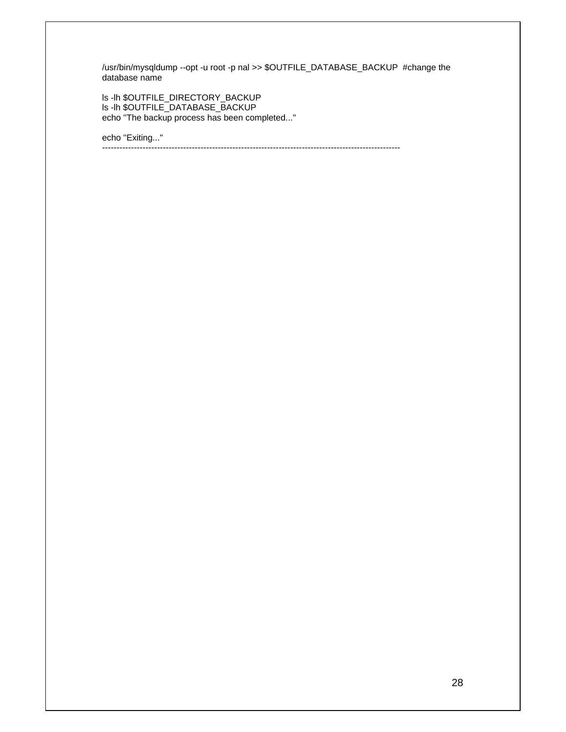```
/usr/bin/mysqldump --opt -u root -p nal >> $OUTFILE_DATABASE_BACKUP  #change the
database name

ls -lh $OUTFILE_DIRECTORY_BACKUP
ls -lh $OUTFILE_DATABASE_BACKUP
echo "The backup process has been completed..."

echo "Exiting..."
----------------------------------------------------------------------------------------------------------
```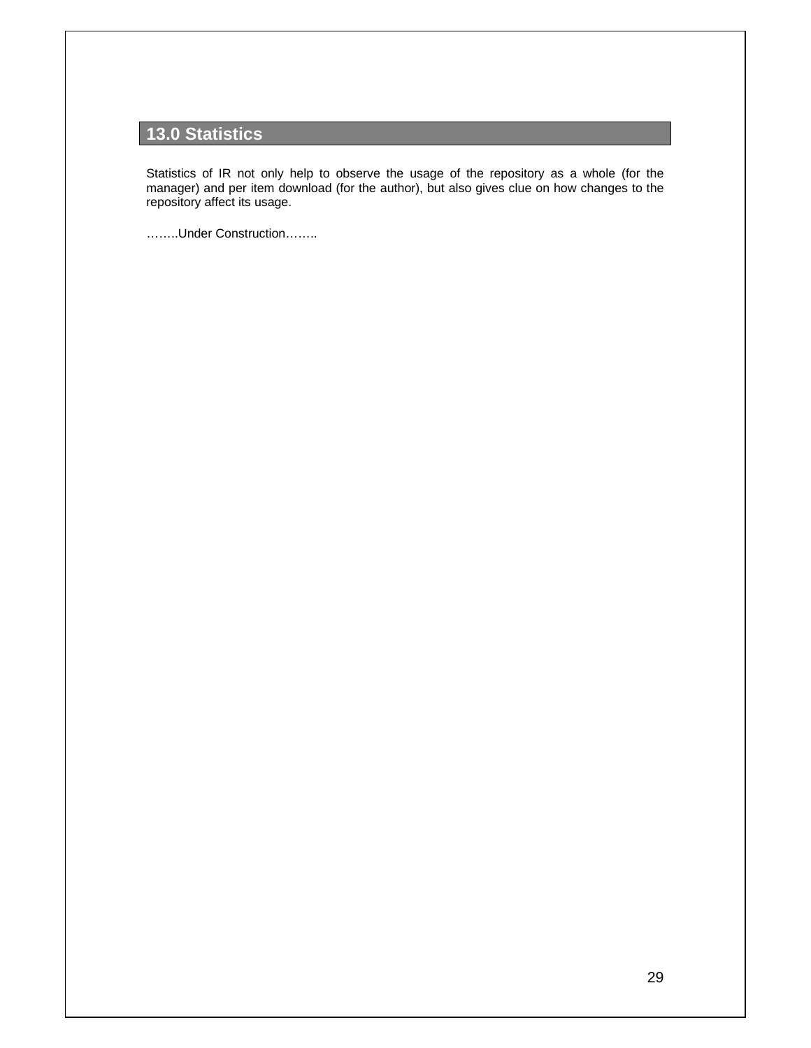## 13.0 Statistics

Statistics of IR not only help to observe the usage of the repository as a whole (for the manager) and per item download (for the author), but also gives clue on how changes to the repository affect its usage.

…….Under Construction…….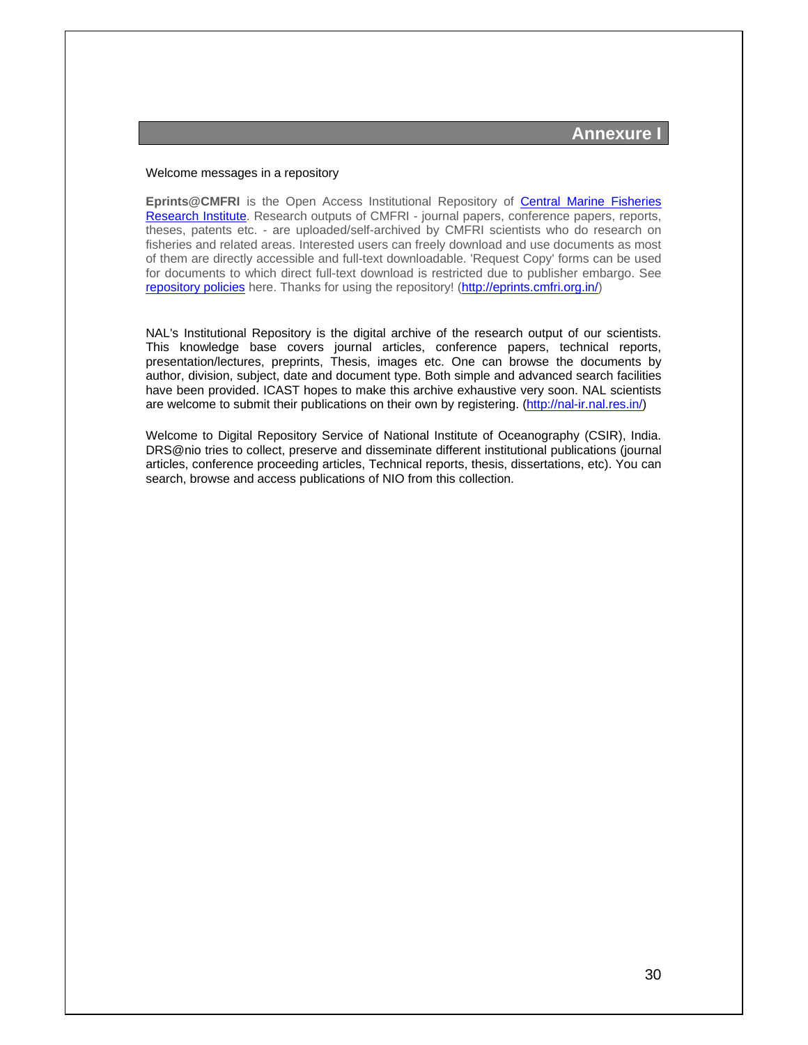## Annexure I

Welcome messages in a repository

**Eprints@CMFRI** is the Open Access Institutional Repository of Central Marine Fisheries Research Institute. Research outputs of CMFRI - journal papers, conference papers, reports, theses, patents etc. - are uploaded/self-archived by CMFRI scientists who do research on fisheries and related areas. Interested users can freely download and use documents as most of them are directly accessible and full-text downloadable. 'Request Copy' forms can be used for documents to which direct full-text download is restricted due to publisher embargo. See repository policies here. Thanks for using the repository! (http://eprints.cmfri.org.in/)

NAL's Institutional Repository is the digital archive of the research output of our scientists. This knowledge base covers journal articles, conference papers, technical reports, presentation/lectures, preprints, Thesis, images etc. One can browse the documents by author, division, subject, date and document type. Both simple and advanced search facilities have been provided. ICAST hopes to make this archive exhaustive very soon. NAL scientists are welcome to submit their publications on their own by registering. (http://nal-ir.nal.res.in/)

Welcome to Digital Repository Service of National Institute of Oceanography (CSIR), India. DRS@nio tries to collect, preserve and disseminate different institutional publications (journal articles, conference proceeding articles, Technical reports, thesis, dissertations, etc). You can search, browse and access publications of NIO from this collection.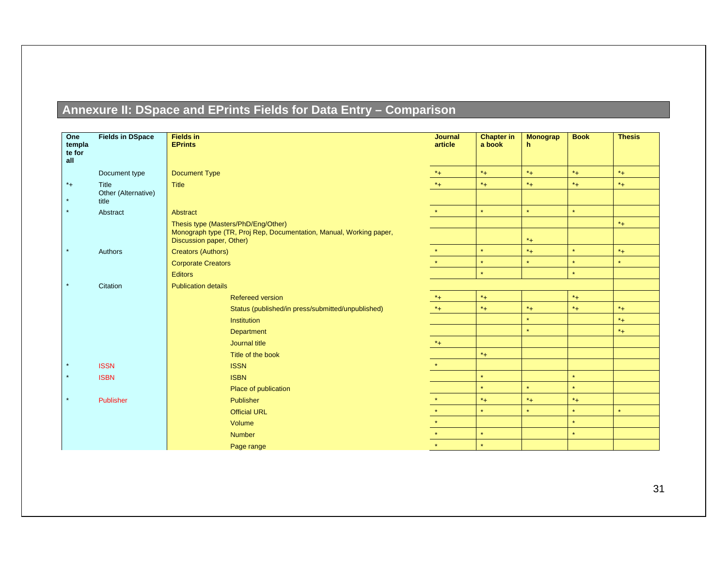## Annexure II: DSpace and EPrints Fields for Data Entry – Comparison

| One template for all | Fields in DSpace | Fields in EPrints | Journal article | Chapter in a book | Monograph | Book | Thesis |
|---|---|---|---|---|---|---|---|
| | Document type | Document Type | *+ | *+ | *+ | *+ | *+ |
| *+ | Title | Title | *+ | *+ | *+ | *+ | *+ |
| * | Other (Alternative) title | | | | | | |
| * | Abstract | Abstract | * | * | * | * | |
| | | Thesis type (Masters/PhD/Eng/Other) | | | | | *+ |
| | | Monograph type (TR, Proj Rep, Documentation, Manual, Working paper, Discussion paper, Other) | | | *+ | | |
| * | Authors | Creators (Authors) | * | * | *+ | * | *+ |
| | | Corporate Creators | * | * | * | * | * |
| | | Editors | | * | | * | |
| * | Citation | Publication details | | | | | |
| | | Refereed version | *+ | *+ | | *+ | |
| | | Status (published/in press/submitted/unpublished) | *+ | *+ | *+ | *+ | *+ |
| | | Institution | | | * | | *+ |
| | | Department | | | * | | *+ |
| | | Journal title | *+ | | | | |
| | | Title of the book | | *+ | | | |
| * | ISSN | ISSN | * | | | | |
| * | ISBN | ISBN | | * | | * | |
| | | Place of publication | | * | * | * | |
| * | Publisher | Publisher | * | *+ | *+ | *+ | |
| | | Official URL | * | * | * | * | * |
| | | Volume | * | | | * | |
| | | Number | * | * | | * | |
| | | Page range | * | * | | | |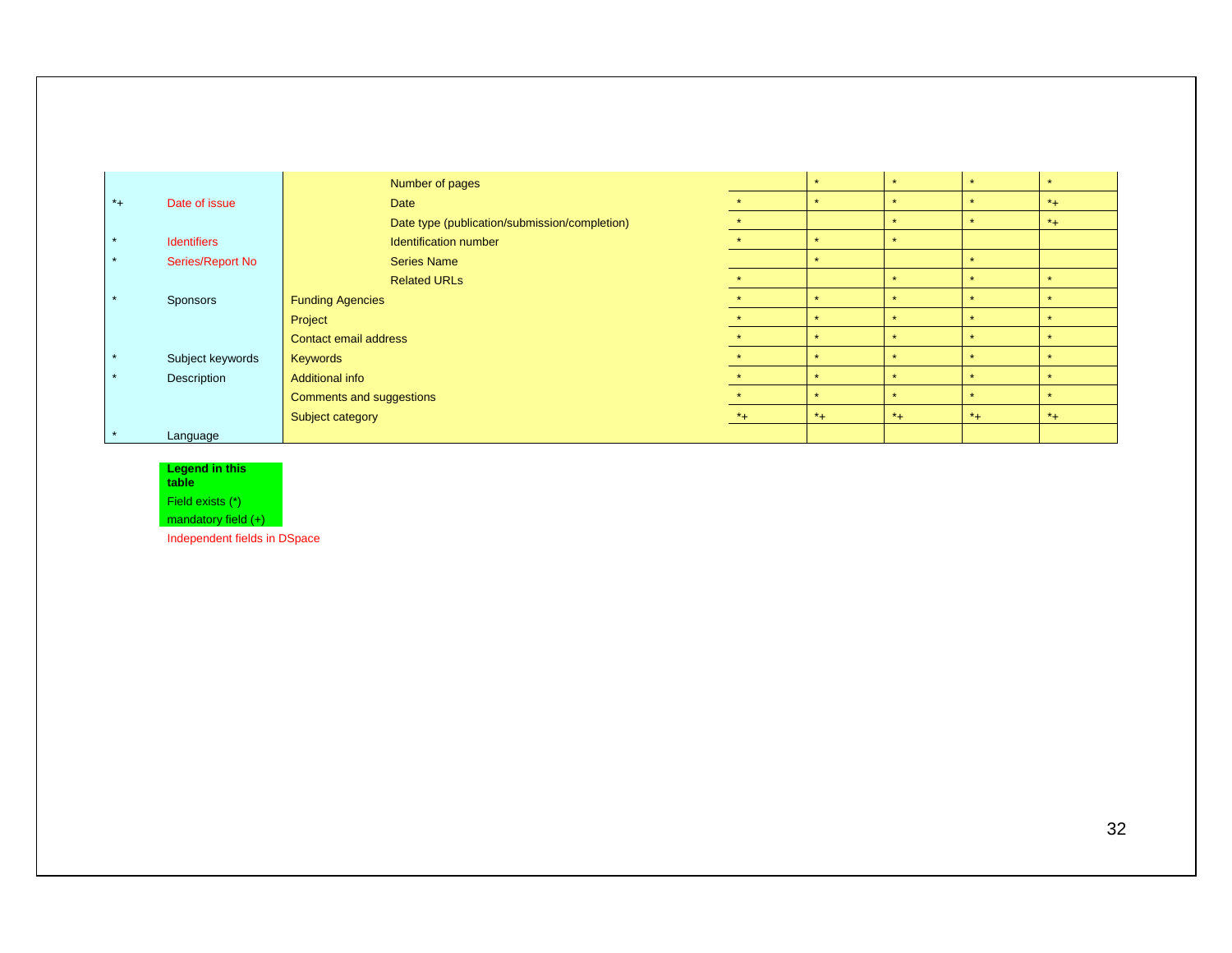| | | | | | | | | |
|---|---|---|---|---|---|---|---|---|
| | | | Number of pages | | * | * | * | * |
| *+ | Date of issue | | Date | * | * | * | * | *+ |
| | | | Date type (publication/submission/completion) | * | | * | * | *+ |
| * | Identifiers | | Identification number | * | * | * | | |
| * | Series/Report No | | Series Name | | * | | * | |
| | | | Related URLs | * | | * | * | * |
| * | Sponsors | Funding Agencies | | * | * | * | * | * |
| | | Project | | * | * | * | * | * |
| | | Contact email address | | * | * | * | * | * |
| * | Subject keywords | Keywords | | * | * | * | * | * |
| * | Description | Additional info | | * | * | * | * | * |
| | | Comments and suggestions | | * | * | * | * | * |
| | | Subject category | | *+ | *+ | *+ | *+ | *+ |
| * | Language | | | | | | | |

**Legend in this table**

Field exists (*)

mandatory field (+)

Independent fields in DSpace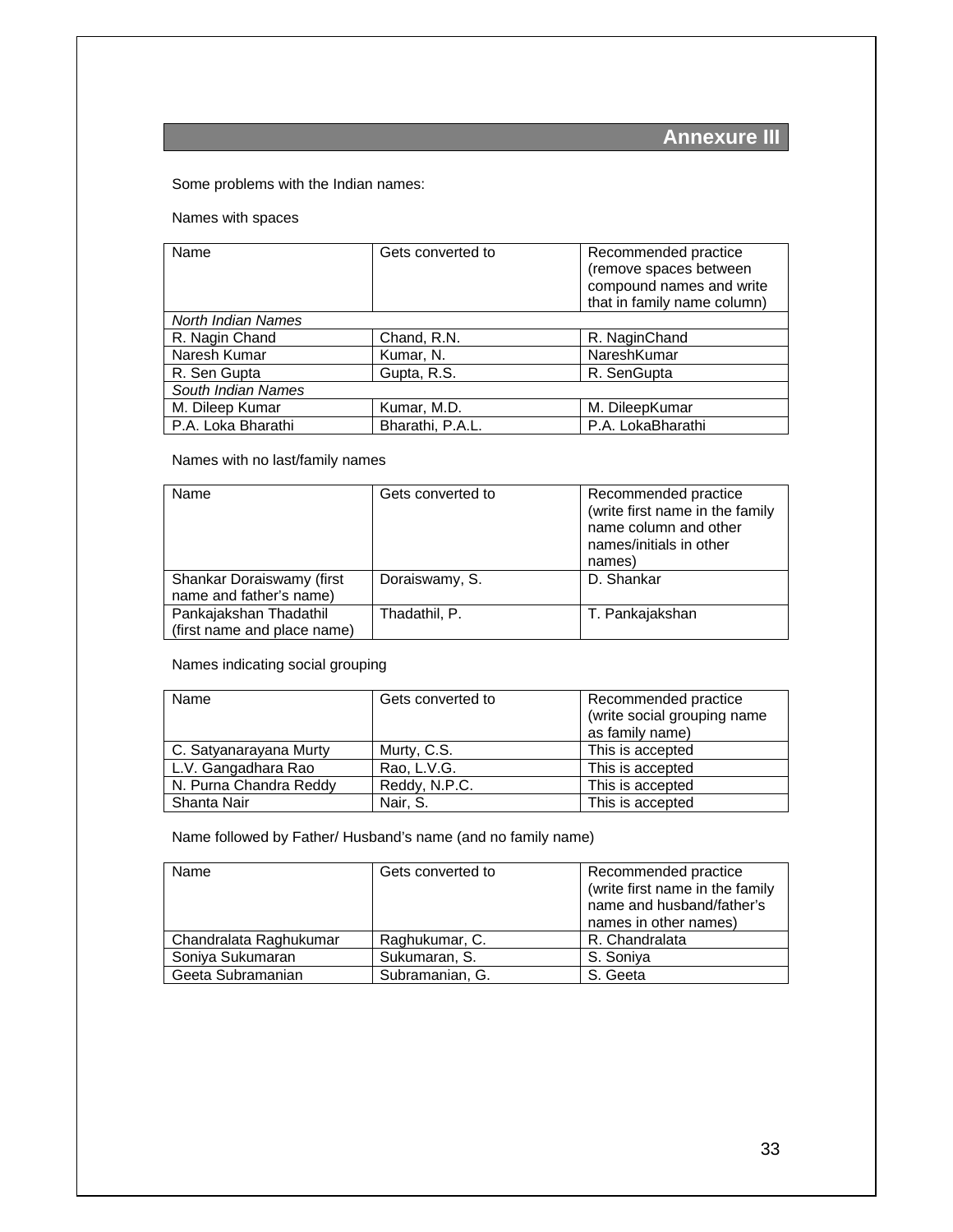# Annexure III

Some problems with the Indian names:

Names with spaces

| Name | Gets converted to | Recommended practice (remove spaces between compound names and write that in family name column) |
|---|---|---|
| *North Indian Names* | | |
| R. Nagin Chand | Chand, R.N. | R. NaginChand |
| Naresh Kumar | Kumar, N. | NareshKumar |
| R. Sen Gupta | Gupta, R.S. | R. SenGupta |
| *South Indian Names* | | |
| M. Dileep Kumar | Kumar, M.D. | M. DileepKumar |
| P.A. Loka Bharathi | Bharathi, P.A.L. | P.A. LokaBharathi |

Names with no last/family names

| Name | Gets converted to | Recommended practice (write first name in the family name column and other names/initials in other names) |
|---|---|---|
| Shankar Doraiswamy (first name and father's name) | Doraiswamy, S. | D. Shankar |
| Pankajakshan Thadathil (first name and place name) | Thadathil, P. | T. Pankajakshan |

Names indicating social grouping

| Name | Gets converted to | Recommended practice (write social grouping name as family name) |
|---|---|---|
| C. Satyanarayana Murty | Murty, C.S. | This is accepted |
| L.V. Gangadhara Rao | Rao, L.V.G. | This is accepted |
| N. Purna Chandra Reddy | Reddy, N.P.C. | This is accepted |
| Shanta Nair | Nair, S. | This is accepted |

Name followed by Father/ Husband's name (and no family name)

| Name | Gets converted to | Recommended practice (write first name in the family name and husband/father's names in other names) |
|---|---|---|
| Chandralata Raghukumar | Raghukumar, C. | R. Chandralata |
| Soniya Sukumaran | Sukumaran, S. | S. Soniya |
| Geeta Subramanian | Subramanian, G. | S. Geeta |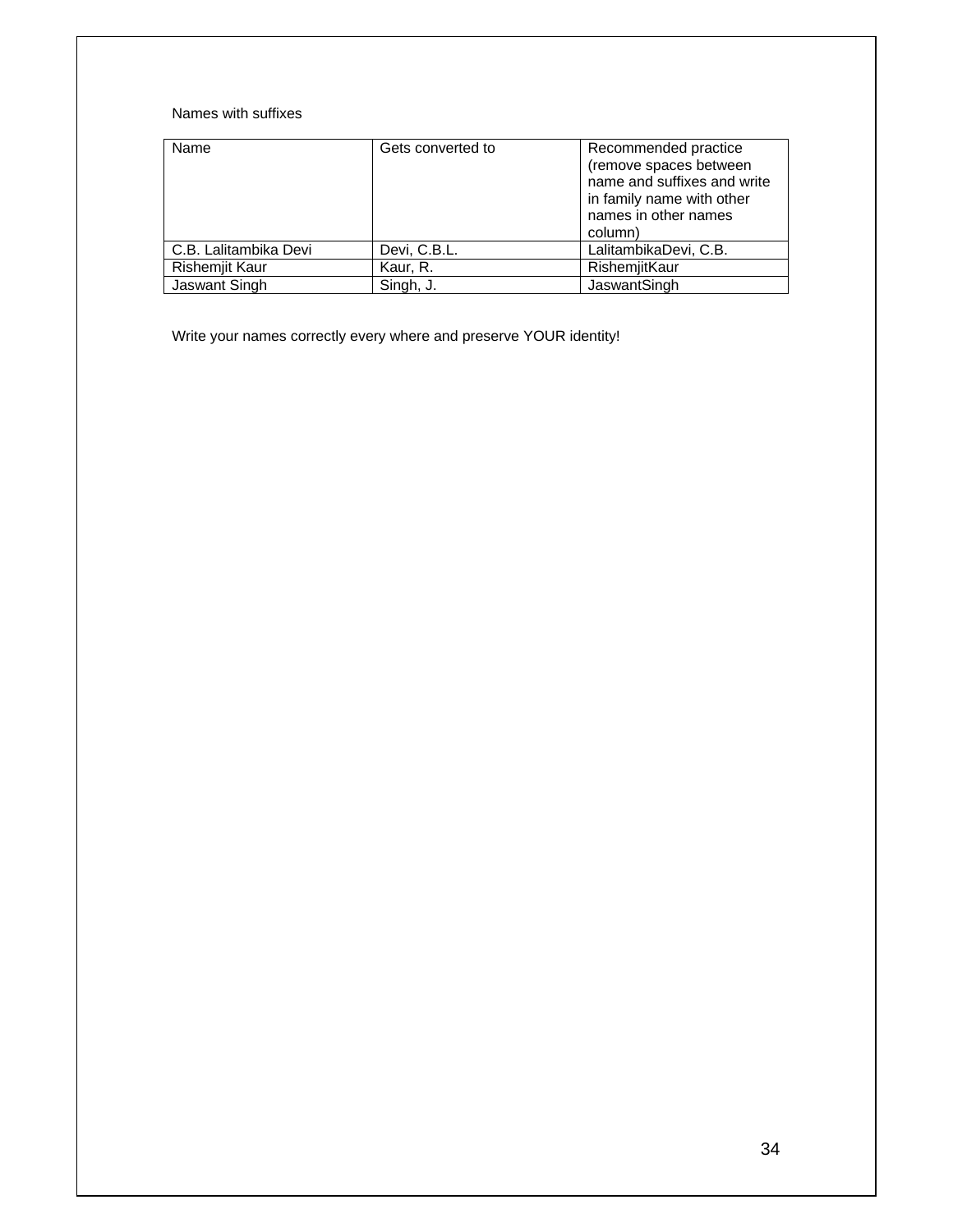Names with suffixes

| Name | Gets converted to | Recommended practice (remove spaces between name and suffixes and write in family name with other names in other names column) |
|---|---|---|
| C.B. Lalitambika Devi | Devi, C.B.L. | LalitambikaDevi, C.B. |
| Rishemjit Kaur | Kaur, R. | RishemjitKaur |
| Jaswant Singh | Singh, J. | JaswantSingh |

Write your names correctly every where and preserve YOUR identity!